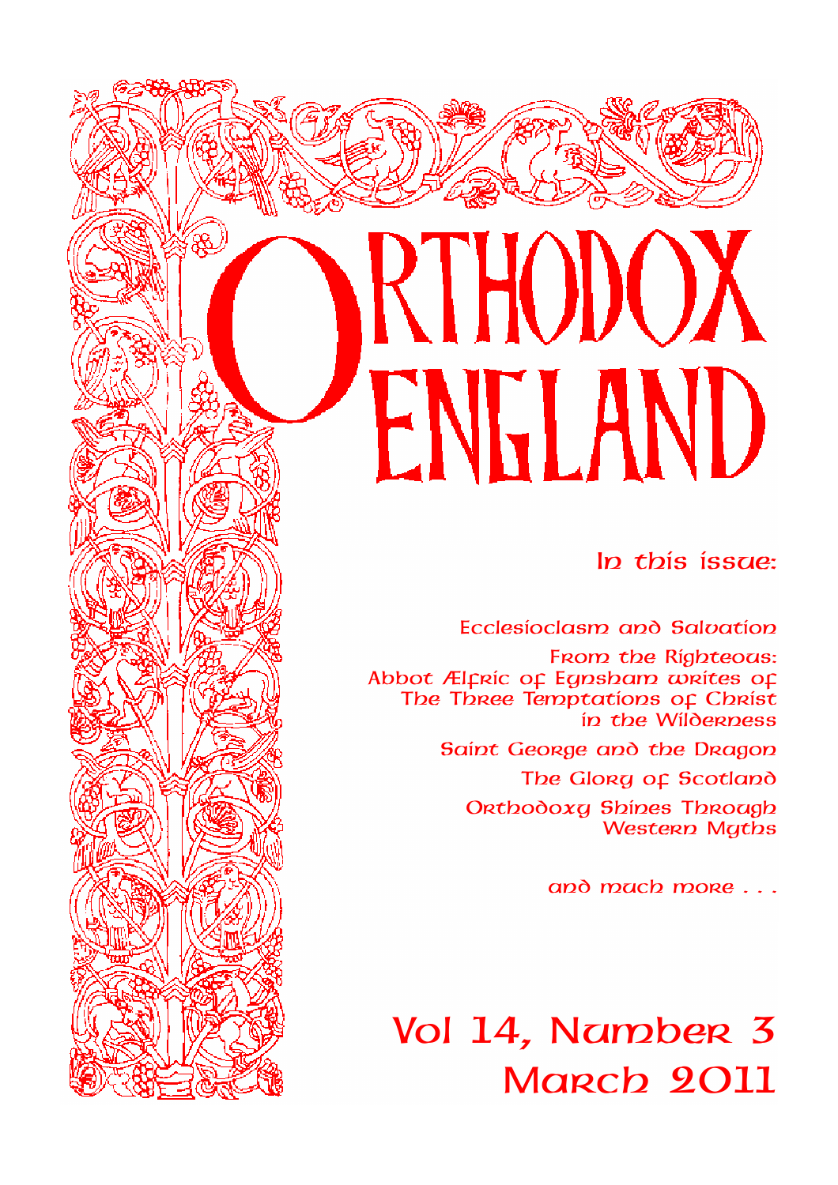# ORTHODOX ENGLAND

*In this issue:*

Ecclesioclasm and Salvation

From the Righteous: Abbot Ælfric of Eynsham writes of The Three Temptations of Christ in the Wilderness

Saint George and the Dragon

The Glory of Scotland

Orthodoxy Shines Through Western Myths

and much more . . .

Vol 14, Number 3
March 2011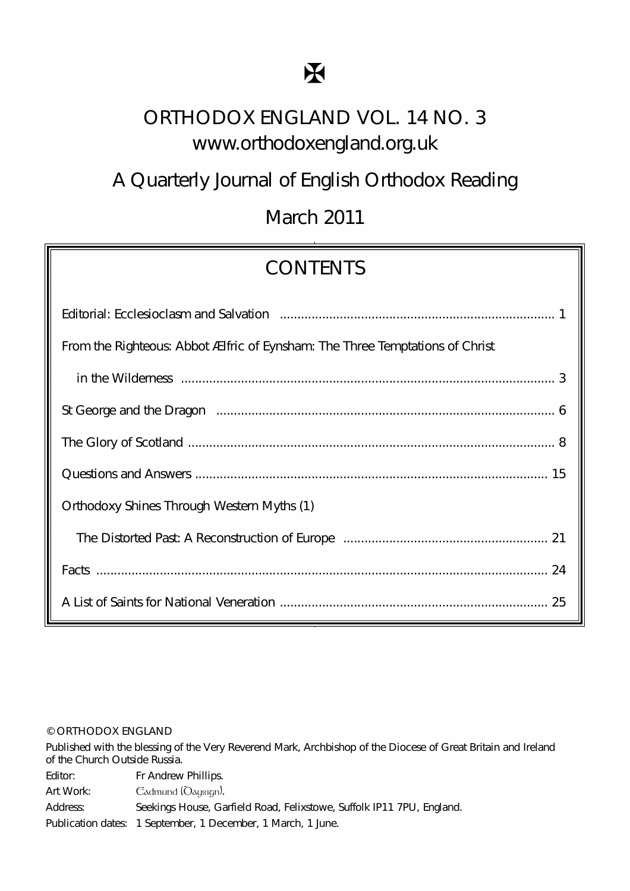✠

# ORTHODOX ENGLAND VOL. 14 NO. 3

www.orthodoxengland.org.uk

## A Quarterly Journal of English Orthodox Reading

## March 2011

## CONTENTS

| | |
|---|---|
| Editorial: Ecclesioclasm and Salvation | 1 |
| From the Righteous: Abbot Ælfric of Eynsham: The Three Temptations of Christ in the Wilderness | 3 |
| St George and the Dragon | 6 |
| The Glory of Scotland | 8 |
| Questions and Answers | 15 |
| Orthodoxy Shines Through Western Myths (1) The Distorted Past: A Reconstruction of Europe | 21 |
| Facts | 24 |
| A List of Saints for National Veneration | 25 |

© ORTHODOX ENGLAND

Published with the blessing of the Very Reverend Mark, Archbishop of the Diocese of Great Britain and Ireland of the Church Outside Russia.

Editor: Fr Andrew Phillips.

Art Work: Eadmund (Daysign).

Address: Seekings House, Garfield Road, Felixstowe, Suffolk IP11 7PU, England.

Publication dates: 1 September, 1 December, 1 March, 1 June.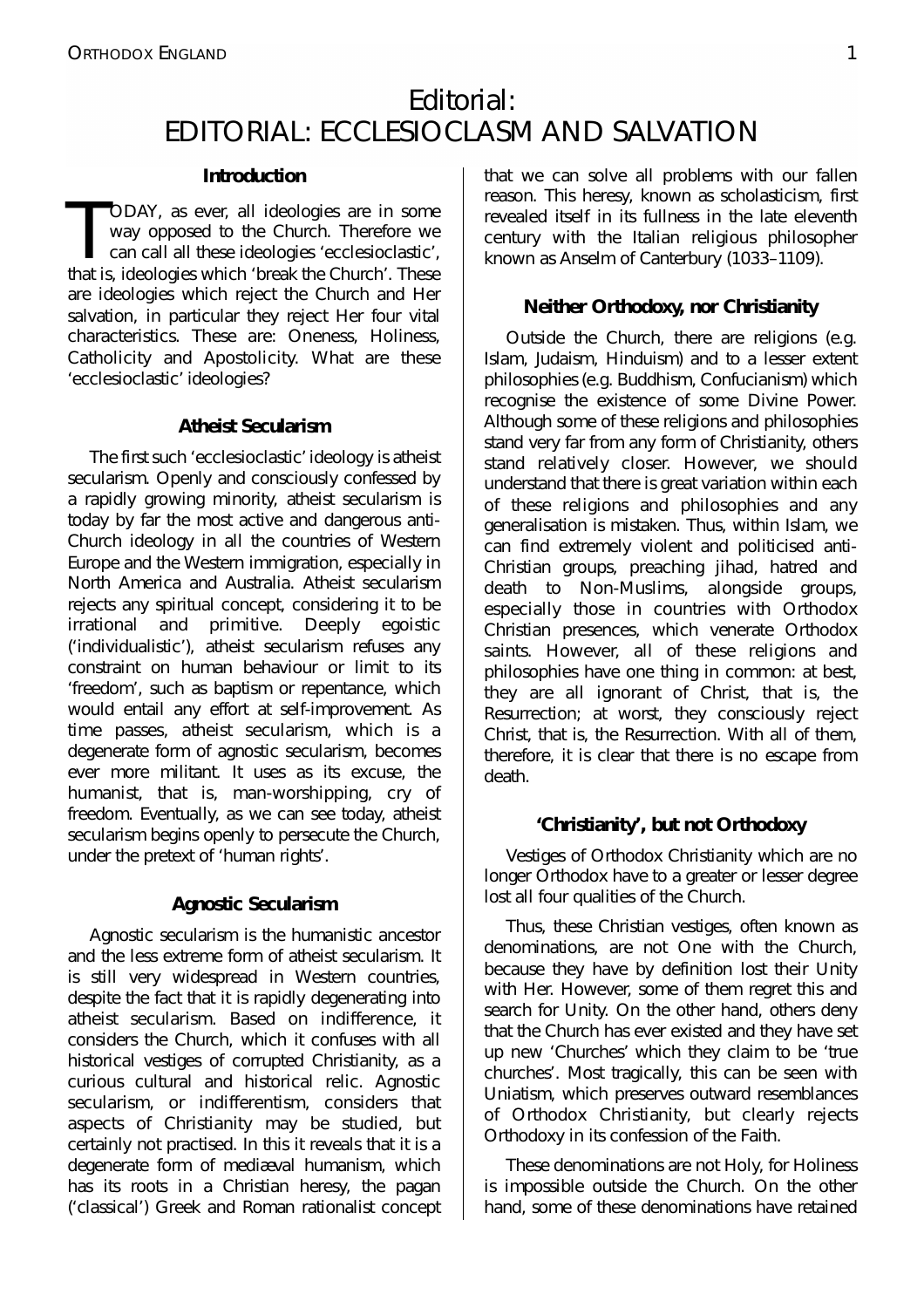# Editorial:
# EDITORIAL: ECCLESIOCLASM AND SALVATION

### Introduction

TODAY, as ever, all ideologies are in some way opposed to the Church. Therefore we can call all these ideologies 'ecclesioclastic', that is, ideologies which 'break the Church'. These are ideologies which reject the Church and Her salvation, in particular they reject Her four vital characteristics. These are: Oneness, Holiness, Catholicity and Apostolicity. What are these 'ecclesioclastic' ideologies?

### Atheist Secularism

The first such 'ecclesioclastic' ideology is atheist secularism. Openly and consciously confessed by a rapidly growing minority, atheist secularism is today by far the most active and dangerous anti-Church ideology in all the countries of Western Europe and the Western immigration, especially in North America and Australia. Atheist secularism rejects any spiritual concept, considering it to be irrational and primitive. Deeply egoistic ('individualistic'), atheist secularism refuses any constraint on human behaviour or limit to its 'freedom', such as baptism or repentance, which would entail any effort at self-improvement. As time passes, atheist secularism, which is a degenerate form of agnostic secularism, becomes ever more militant. It uses as its excuse, the humanist, that is, man-worshipping, cry of freedom. Eventually, as we can see today, atheist secularism begins openly to persecute the Church, under the pretext of 'human rights'.

### Agnostic Secularism

Agnostic secularism is the humanistic ancestor and the less extreme form of atheist secularism. It is still very widespread in Western countries, despite the fact that it is rapidly degenerating into atheist secularism. Based on indifference, it considers the Church, which it confuses with all historical vestiges of corrupted Christianity, as a curious cultural and historical relic. Agnostic secularism, or indifferentism, considers that aspects of Christianity may be studied, but certainly not practised. In this it reveals that it is a degenerate form of mediaeval humanism, which has its roots in a Christian heresy, the pagan ('classical') Greek and Roman rationalist concept that we can solve all problems with our fallen reason. This heresy, known as scholasticism, first revealed itself in its fullness in the late eleventh century with the Italian religious philosopher known as Anselm of Canterbury (1033–1109).

### Neither Orthodoxy, nor Christianity

Outside the Church, there are religions (e.g. Islam, Judaism, Hinduism) and to a lesser extent philosophies (e.g. Buddhism, Confucianism) which recognise the existence of some Divine Power. Although some of these religions and philosophies stand very far from any form of Christianity, others stand relatively closer. However, we should understand that there is great variation within each of these religions and philosophies and any generalisation is mistaken. Thus, within Islam, we can find extremely violent and politicised anti-Christian groups, preaching jihad, hatred and death to Non-Muslims, alongside groups, especially those in countries with Orthodox Christian presences, which venerate Orthodox saints. However, all of these religions and philosophies have one thing in common: at best, they are all ignorant of Christ, that is, the Resurrection; at worst, they consciously reject Christ, that is, the Resurrection. With all of them, therefore, it is clear that there is no escape from death.

### 'Christianity', but not Orthodoxy

Vestiges of Orthodox Christianity which are no longer Orthodox have to a greater or lesser degree lost all four qualities of the Church.

Thus, these Christian vestiges, often known as denominations, are not One with the Church, because they have by definition lost their Unity with Her. However, some of them regret this and search for Unity. On the other hand, others deny that the Church has ever existed and they have set up new 'Churches' which they claim to be 'true churches'. Most tragically, this can be seen with Uniatism, which preserves outward resemblances of Orthodox Christianity, but clearly rejects Orthodoxy in its confession of the Faith.

These denominations are not Holy, for Holiness is impossible outside the Church. On the other hand, some of these denominations have retained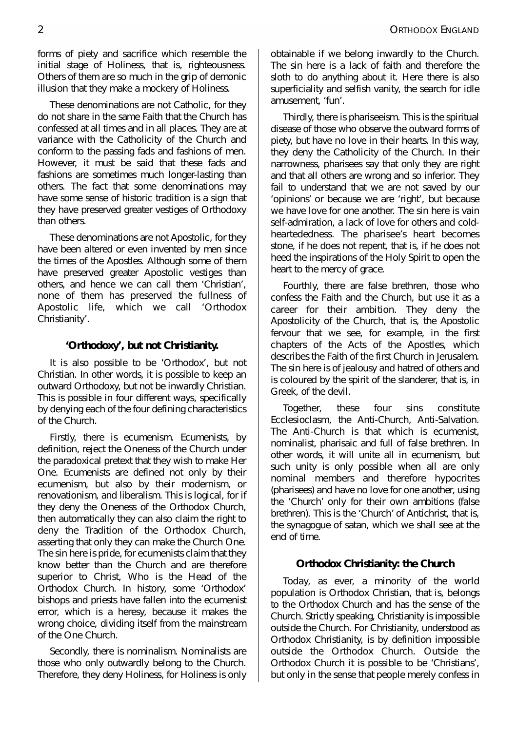forms of piety and sacrifice which resemble the initial stage of Holiness, that is, righteousness. Others of them are so much in the grip of demonic illusion that they make a mockery of Holiness.

These denominations are not Catholic, for they do not share in the same Faith that the Church has confessed at all times and in all places. They are at variance with the Catholicity of the Church and conform to the passing fads and fashions of men. However, it must be said that these fads and fashions are sometimes much longer-lasting than others. The fact that some denominations may have some sense of historic tradition is a sign that they have preserved greater vestiges of Orthodoxy than others.

These denominations are not Apostolic, for they have been altered or even invented by men since the times of the Apostles. Although some of them have preserved greater Apostolic vestiges than others, and hence we can call them 'Christian', none of them has preserved the fullness of Apostolic life, which we call 'Orthodox Christianity'.

### 'Orthodoxy', but not Christianity.

It is also possible to be 'Orthodox', but not Christian. In other words, it is possible to keep an outward Orthodoxy, but not be inwardly Christian. This is possible in four different ways, specifically by denying each of the four defining characteristics of the Church.

Firstly, there is ecumenism. Ecumenists, by definition, reject the Oneness of the Church under the paradoxical pretext that they wish to make Her One. Ecumenists are defined not only by their ecumenism, but also by their modernism, or renovationism, and liberalism. This is logical, for if they deny the Oneness of the Orthodox Church, then automatically they can also claim the right to deny the Tradition of the Orthodox Church, asserting that only they can make the Church One. The sin here is pride, for ecumenists claim that they know better than the Church and are therefore superior to Christ, Who is the Head of the Orthodox Church. In history, some 'Orthodox' bishops and priests have fallen into the ecumenist error, which is a heresy, because it makes the wrong choice, dividing itself from the mainstream of the One Church.

Secondly, there is nominalism. Nominalists are those who only outwardly belong to the Church. Therefore, they deny Holiness, for Holiness is only obtainable if we belong inwardly to the Church. The sin here is a lack of faith and therefore the sloth to do anything about it. Here there is also superficiality and selfish vanity, the search for idle amusement, 'fun'.

Thirdly, there is phariseeism. This is the spiritual disease of those who observe the outward forms of piety, but have no love in their hearts. In this way, they deny the Catholicity of the Church. In their narrowness, pharisees say that only they are right and that all others are wrong and so inferior. They fail to understand that we are not saved by our 'opinions' or because we are 'right', but because we have love for one another. The sin here is vain self-admiration, a lack of love for others and cold-heartededness. The pharisee's heart becomes stone, if he does not repent, that is, if he does not heed the inspirations of the Holy Spirit to open the heart to the mercy of grace.

Fourthly, there are false brethren, those who confess the Faith and the Church, but use it as a career for their ambition. They deny the Apostolicity of the Church, that is, the Apostolic fervour that we see, for example, in the first chapters of the Acts of the Apostles, which describes the Faith of the first Church in Jerusalem. The sin here is of jealousy and hatred of others and is coloured by the spirit of the slanderer, that is, in Greek, of the devil.

Together, these four sins constitute Ecclesioclasm, the Anti-Church, Anti-Salvation. The Anti-Church is that which is ecumenist, nominalist, pharisaic and full of false brethren. In other words, it will unite all in ecumenism, but such unity is only possible when all are only nominal members and therefore hypocrites (pharisees) and have no love for one another, using the 'Church' only for their own ambitions (false brethren). This is the 'Church' of Antichrist, that is, the synagogue of satan, which we shall see at the end of time.

### Orthodox Christianity: the Church

Today, as ever, a minority of the world population is Orthodox Christian, that is, belongs to the Orthodox Church and has the sense of the Church. Strictly speaking, Christianity is impossible outside the Church. For Christianity, understood as Orthodox Christianity, is by definition impossible outside the Orthodox Church. Outside the Orthodox Church it is possible to be 'Christians', but only in the sense that people merely confess in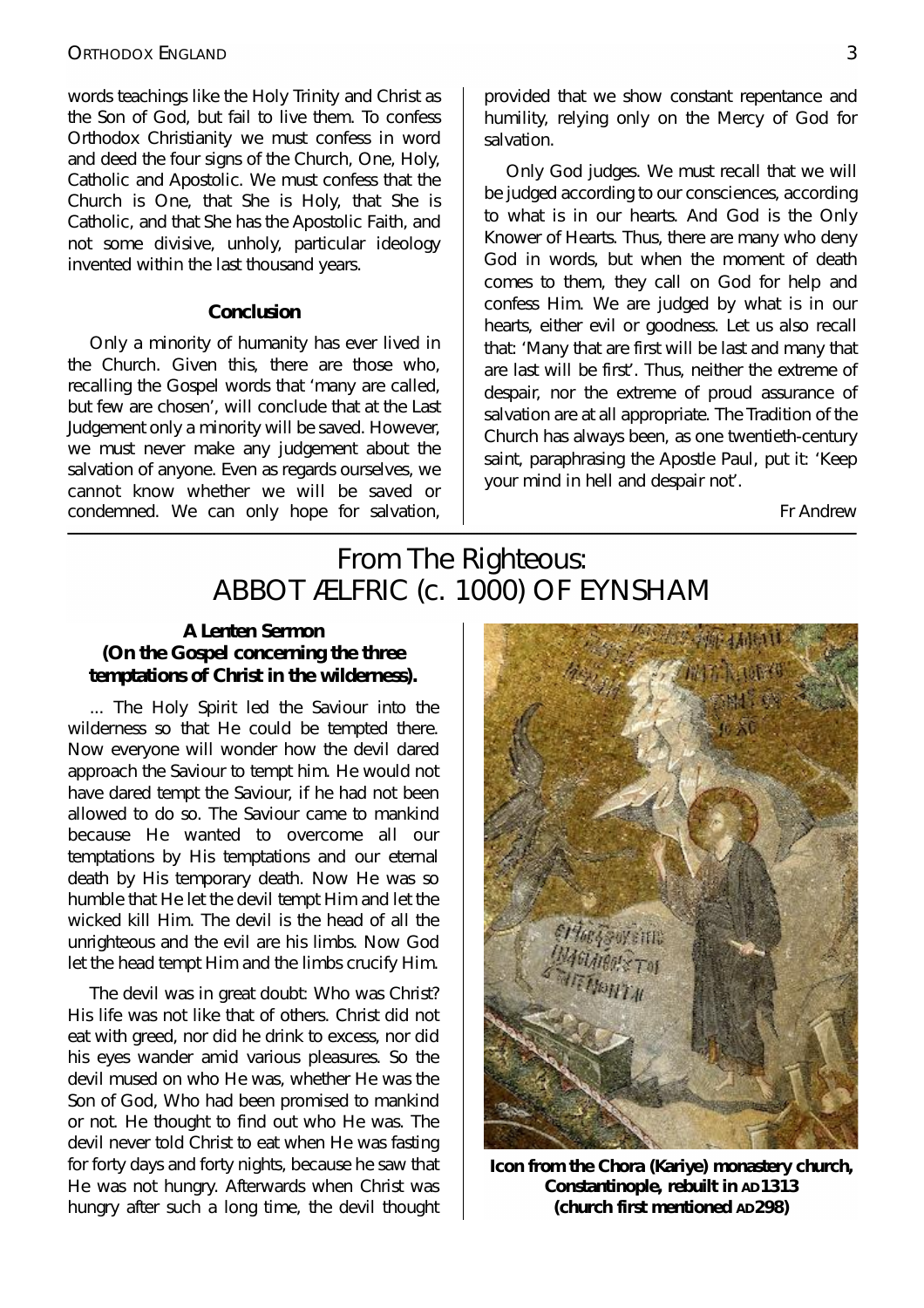words teachings like the Holy Trinity and Christ as the Son of God, but fail to live them. To confess Orthodox Christianity we must confess in word and deed the four signs of the Church, One, Holy, Catholic and Apostolic. We must confess that the Church is One, that She is Holy, that She is Catholic, and that She has the Apostolic Faith, and not some divisive, unholy, particular ideology invented within the last thousand years.

**Conclusion**

Only a minority of humanity has ever lived in the Church. Given this, there are those who, recalling the Gospel words that 'many are called, but few are chosen', will conclude that at the Last Judgement only a minority will be saved. However, we must never make any judgement about the salvation of anyone. Even as regards ourselves, we cannot know whether we will be saved or condemned. We can only hope for salvation, provided that we show constant repentance and humility, relying only on the Mercy of God for salvation.

Only God judges. We must recall that we will be judged according to our consciences, according to what is in our hearts. And God is the Only Knower of Hearts. Thus, there are many who deny God in words, but when the moment of death comes to them, they call on God for help and confess Him. We are judged by what is in our hearts, either evil or goodness. Let us also recall that: 'Many that are first will be last and many that are last will be first'. Thus, neither the extreme of despair, nor the extreme of proud assurance of salvation are at all appropriate. The Tradition of the Church has always been, as one twentieth-century saint, paraphrasing the Apostle Paul, put it: 'Keep your mind in hell and despair not'.

Fr Andrew

## From The Righteous: ABBOT ÆLFRIC (c. 1000) OF EYNSHAM

**A Lenten Sermon (On the Gospel concerning the three temptations of Christ in the wilderness).**

... The Holy Spirit led the Saviour into the wilderness so that He could be tempted there. Now everyone will wonder how the devil dared approach the Saviour to tempt him. He would not have dared tempt the Saviour, if he had not been allowed to do so. The Saviour came to mankind because He wanted to overcome all our temptations by His temptations and our eternal death by His temporary death. Now He was so humble that He let the devil tempt Him and let the wicked kill Him. The devil is the head of all the unrighteous and the evil are his limbs. Now God let the head tempt Him and the limbs crucify Him.

The devil was in great doubt: Who was Christ? His life was not like that of others. Christ did not eat with greed, nor did he drink to excess, nor did his eyes wander amid various pleasures. So the devil mused on who He was, whether He was the Son of God, Who had been promised to mankind or not. He thought to find out who He was. The devil never told Christ to eat when He was fasting for forty days and forty nights, because he saw that He was not hungry. Afterwards when Christ was hungry after such a long time, the devil thought

**Icon from the Chora (Kariye) monastery church, Constantinople, rebuilt in AD 1313 (church first mentioned AD 298)**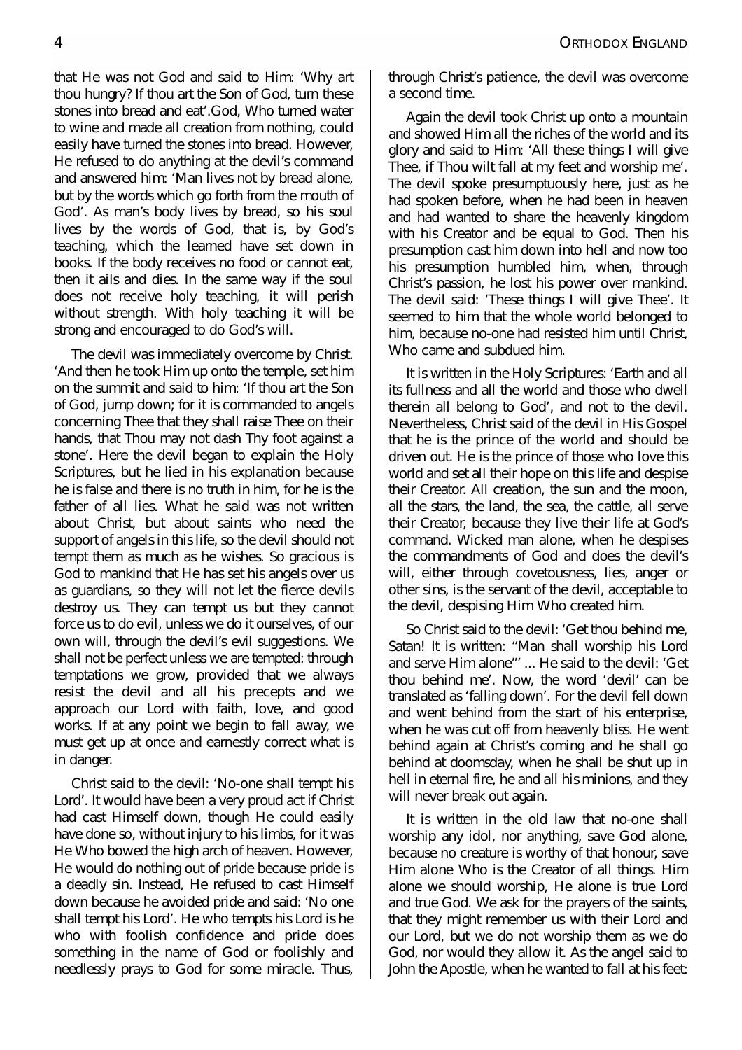that He was not God and said to Him: 'Why art thou hungry? If thou art the Son of God, turn these stones into bread and eat'.God, Who turned water to wine and made all creation from nothing, could easily have turned the stones into bread. However, He refused to do anything at the devil's command and answered him: 'Man lives not by bread alone, but by the words which go forth from the mouth of God'. As man's body lives by bread, so his soul lives by the words of God, that is, by God's teaching, which the learned have set down in books. If the body receives no food or cannot eat, then it ails and dies. In the same way if the soul does not receive holy teaching, it will perish without strength. With holy teaching it will be strong and encouraged to do God's will.

The devil was immediately overcome by Christ. 'And then he took Him up onto the temple, set him on the summit and said to him: 'If thou art the Son of God, jump down; for it is commanded to angels concerning Thee that they shall raise Thee on their hands, that Thou may not dash Thy foot against a stone'. Here the devil began to explain the Holy Scriptures, but he lied in his explanation because he is false and there is no truth in him, for he is the father of all lies. What he said was not written about Christ, but about saints who need the support of angels in this life, so the devil should not tempt them as much as he wishes. So gracious is God to mankind that He has set his angels over us as guardians, so they will not let the fierce devils destroy us. They can tempt us but they cannot force us to do evil, unless we do it ourselves, of our own will, through the devil's evil suggestions. We shall not be perfect unless we are tempted: through temptations we grow, provided that we always resist the devil and all his precepts and we approach our Lord with faith, love, and good works. If at any point we begin to fall away, we must get up at once and earnestly correct what is in danger.

Christ said to the devil: 'No-one shall tempt his Lord'. It would have been a very proud act if Christ had cast Himself down, though He could easily have done so, without injury to his limbs, for it was He Who bowed the high arch of heaven. However, He would do nothing out of pride because pride is a deadly sin. Instead, He refused to cast Himself down because he avoided pride and said: 'No one shall tempt his Lord'. He who tempts his Lord is he who with foolish confidence and pride does something in the name of God or foolishly and needlessly prays to God for some miracle. Thus, through Christ's patience, the devil was overcome a second time.

Again the devil took Christ up onto a mountain and showed Him all the riches of the world and its glory and said to Him: 'All these things I will give Thee, if Thou wilt fall at my feet and worship me'. The devil spoke presumptuously here, just as he had spoken before, when he had been in heaven and had wanted to share the heavenly kingdom with his Creator and be equal to God. Then his presumption cast him down into hell and now too his presumption humbled him, when, through Christ's passion, he lost his power over mankind. The devil said: 'These things I will give Thee'. It seemed to him that the whole world belonged to him, because no-one had resisted him until Christ, Who came and subdued him.

It is written in the Holy Scriptures: 'Earth and all its fullness and all the world and those who dwell therein all belong to God', and not to the devil. Nevertheless, Christ said of the devil in His Gospel that he is the prince of the world and should be driven out. He is the prince of those who love this world and set all their hope on this life and despise their Creator. All creation, the sun and the moon, all the stars, the land, the sea, the cattle, all serve their Creator, because they live their life at God's command. Wicked man alone, when he despises the commandments of God and does the devil's will, either through covetousness, lies, anger or other sins, is the servant of the devil, acceptable to the devil, despising Him Who created him.

So Christ said to the devil: 'Get thou behind me, Satan! It is written: "Man shall worship his Lord and serve Him alone"' ... He said to the devil: 'Get thou behind me'. Now, the word 'devil' can be translated as 'falling down'. For the devil fell down and went behind from the start of his enterprise, when he was cut off from heavenly bliss. He went behind again at Christ's coming and he shall go behind at doomsday, when he shall be shut up in hell in eternal fire, he and all his minions, and they will never break out again.

It is written in the old law that no-one shall worship any idol, nor anything, save God alone, because no creature is worthy of that honour, save Him alone Who is the Creator of all things. Him alone we should worship, He alone is true Lord and true God. We ask for the prayers of the saints, that they might remember us with their Lord and our Lord, but we do not worship them as we do God, nor would they allow it. As the angel said to John the Apostle, when he wanted to fall at his feet: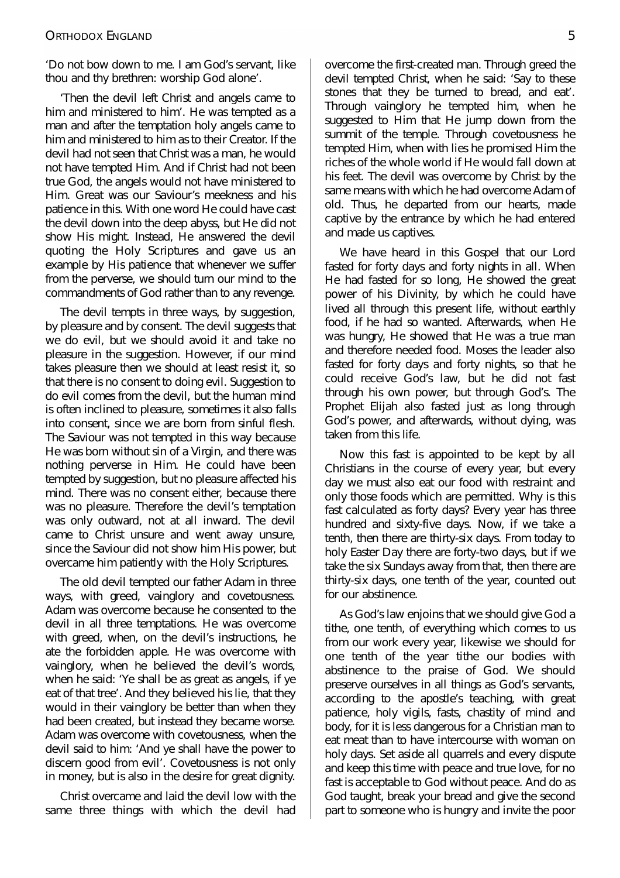'Do not bow down to me. I am God's servant, like thou and thy brethren: worship God alone'.

'Then the devil left Christ and angels came to him and ministered to him'. He was tempted as a man and after the temptation holy angels came to him and ministered to him as to their Creator. If the devil had not seen that Christ was a man, he would not have tempted Him. And if Christ had not been true God, the angels would not have ministered to Him. Great was our Saviour's meekness and his patience in this. With one word He could have cast the devil down into the deep abyss, but He did not show His might. Instead, He answered the devil quoting the Holy Scriptures and gave us an example by His patience that whenever we suffer from the perverse, we should turn our mind to the commandments of God rather than to any revenge.

The devil tempts in three ways, by suggestion, by pleasure and by consent. The devil suggests that we do evil, but we should avoid it and take no pleasure in the suggestion. However, if our mind takes pleasure then we should at least resist it, so that there is no consent to doing evil. Suggestion to do evil comes from the devil, but the human mind is often inclined to pleasure, sometimes it also falls into consent, since we are born from sinful flesh. The Saviour was not tempted in this way because He was born without sin of a Virgin, and there was nothing perverse in Him. He could have been tempted by suggestion, but no pleasure affected his mind. There was no consent either, because there was no pleasure. Therefore the devil's temptation was only outward, not at all inward. The devil came to Christ unsure and went away unsure, since the Saviour did not show him His power, but overcame him patiently with the Holy Scriptures.

The old devil tempted our father Adam in three ways, with greed, vainglory and covetousness. Adam was overcome because he consented to the devil in all three temptations. He was overcome with greed, when, on the devil's instructions, he ate the forbidden apple. He was overcome with vainglory, when he believed the devil's words, when he said: 'Ye shall be as great as angels, if ye eat of that tree'. And they believed his lie, that they would in their vainglory be better than when they had been created, but instead they became worse. Adam was overcome with covetousness, when the devil said to him: 'And ye shall have the power to discern good from evil'. Covetousness is not only in money, but is also in the desire for great dignity.

Christ overcame and laid the devil low with the same three things with which the devil had overcome the first-created man. Through greed the devil tempted Christ, when he said: 'Say to these stones that they be turned to bread, and eat'. Through vainglory he tempted him, when he suggested to Him that He jump down from the summit of the temple. Through covetousness he tempted Him, when with lies he promised Him the riches of the whole world if He would fall down at his feet. The devil was overcome by Christ by the same means with which he had overcome Adam of old. Thus, he departed from our hearts, made captive by the entrance by which he had entered and made us captives.

We have heard in this Gospel that our Lord fasted for forty days and forty nights in all. When He had fasted for so long, He showed the great power of his Divinity, by which he could have lived all through this present life, without earthly food, if he had so wanted. Afterwards, when He was hungry, He showed that He was a true man and therefore needed food. Moses the leader also fasted for forty days and forty nights, so that he could receive God's law, but he did not fast through his own power, but through God's. The Prophet Elijah also fasted just as long through God's power, and afterwards, without dying, was taken from this life.

Now this fast is appointed to be kept by all Christians in the course of every year, but every day we must also eat our food with restraint and only those foods which are permitted. Why is this fast calculated as forty days? Every year has three hundred and sixty-five days. Now, if we take a tenth, then there are thirty-six days. From today to holy Easter Day there are forty-two days, but if we take the six Sundays away from that, then there are thirty-six days, one tenth of the year, counted out for our abstinence.

As God's law enjoins that we should give God a tithe, one tenth, of everything which comes to us from our work every year, likewise we should for one tenth of the year tithe our bodies with abstinence to the praise of God. We should preserve ourselves in all things as God's servants, according to the apostle's teaching, with great patience, holy vigils, fasts, chastity of mind and body, for it is less dangerous for a Christian man to eat meat than to have intercourse with woman on holy days. Set aside all quarrels and every dispute and keep this time with peace and true love, for no fast is acceptable to God without peace. And do as God taught, break your bread and give the second part to someone who is hungry and invite the poor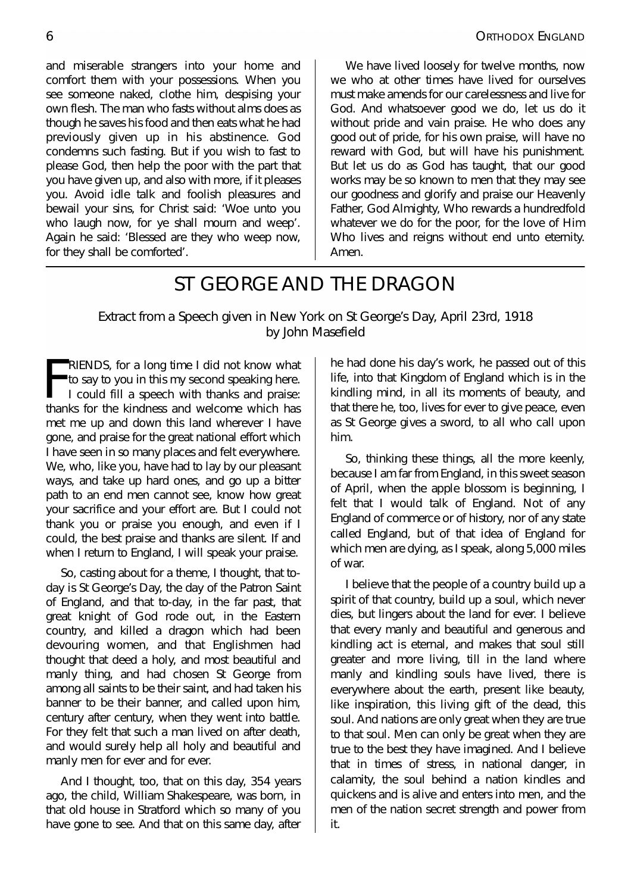and miserable strangers into your home and comfort them with your possessions. When you see someone naked, clothe him, despising your own flesh. The man who fasts without alms does as though he saves his food and then eats what he had previously given up in his abstinence. God condemns such fasting. But if you wish to fast to please God, then help the poor with the part that you have given up, and also with more, if it pleases you. Avoid idle talk and foolish pleasures and bewail your sins, for Christ said: 'Woe unto you who laugh now, for ye shall mourn and weep'. Again he said: 'Blessed are they who weep now, for they shall be comforted'.

We have lived loosely for twelve months, now we who at other times have lived for ourselves must make amends for our carelessness and live for God. And whatsoever good we do, let us do it without pride and vain praise. He who does any good out of pride, for his own praise, will have no reward with God, but will have his punishment. But let us do as God has taught, that our good works may be so known to men that they may see our goodness and glorify and praise our Heavenly Father, God Almighty, Who rewards a hundredfold whatever we do for the poor, for the love of Him Who lives and reigns without end unto eternity. Amen.

# ST GEORGE AND THE DRAGON

Extract from a Speech given in New York on St George's Day, April 23rd, 1918
by John Masefield

FRIENDS, for a long time I did not know what to say to you in this my second speaking here. I could fill a speech with thanks and praise: thanks for the kindness and welcome which has met me up and down this land wherever I have gone, and praise for the great national effort which I have seen in so many places and felt everywhere. We, who, like you, have had to lay by our pleasant ways, and take up hard ones, and go up a bitter path to an end men cannot see, know how great your sacrifice and your effort are. But I could not thank you or praise you enough, and even if I could, the best praise and thanks are silent. If and when I return to England, I will speak your praise.

So, casting about for a theme, I thought, that to-day is St George's Day, the day of the Patron Saint of England, and that to-day, in the far past, that great knight of God rode out, in the Eastern country, and killed a dragon which had been devouring women, and that Englishmen had thought that deed a holy, and most beautiful and manly thing, and had chosen St George from among all saints to be their saint, and had taken his banner to be their banner, and called upon him, century after century, when they went into battle. For they felt that such a man lived on after death, and would surely help all holy and beautiful and manly men for ever and for ever.

And I thought, too, that on this day, 354 years ago, the child, William Shakespeare, was born, in that old house in Stratford which so many of you have gone to see. And that on this same day, after he had done his day's work, he passed out of this life, into that Kingdom of England which is in the kindling mind, in all its moments of beauty, and that there he, too, lives for ever to give peace, even as St George gives a sword, to all who call upon him.

So, thinking these things, all the more keenly, because I am far from England, in this sweet season of April, when the apple blossom is beginning, I felt that I would talk of England. Not of any England of commerce or of history, nor of any state called England, but of that idea of England for which men are dying, as I speak, along 5,000 miles of war.

I believe that the people of a country build up a spirit of that country, build up a soul, which never dies, but lingers about the land for ever. I believe that every manly and beautiful and generous and kindling act is eternal, and makes that soul still greater and more living, till in the land where manly and kindling souls have lived, there is everywhere about the earth, present like beauty, like inspiration, this living gift of the dead, this soul. And nations are only great when they are true to that soul. Men can only be great when they are true to the best they have imagined. And I believe that in times of stress, in national danger, in calamity, the soul behind a nation kindles and quickens and is alive and enters into men, and the men of the nation secret strength and power from it.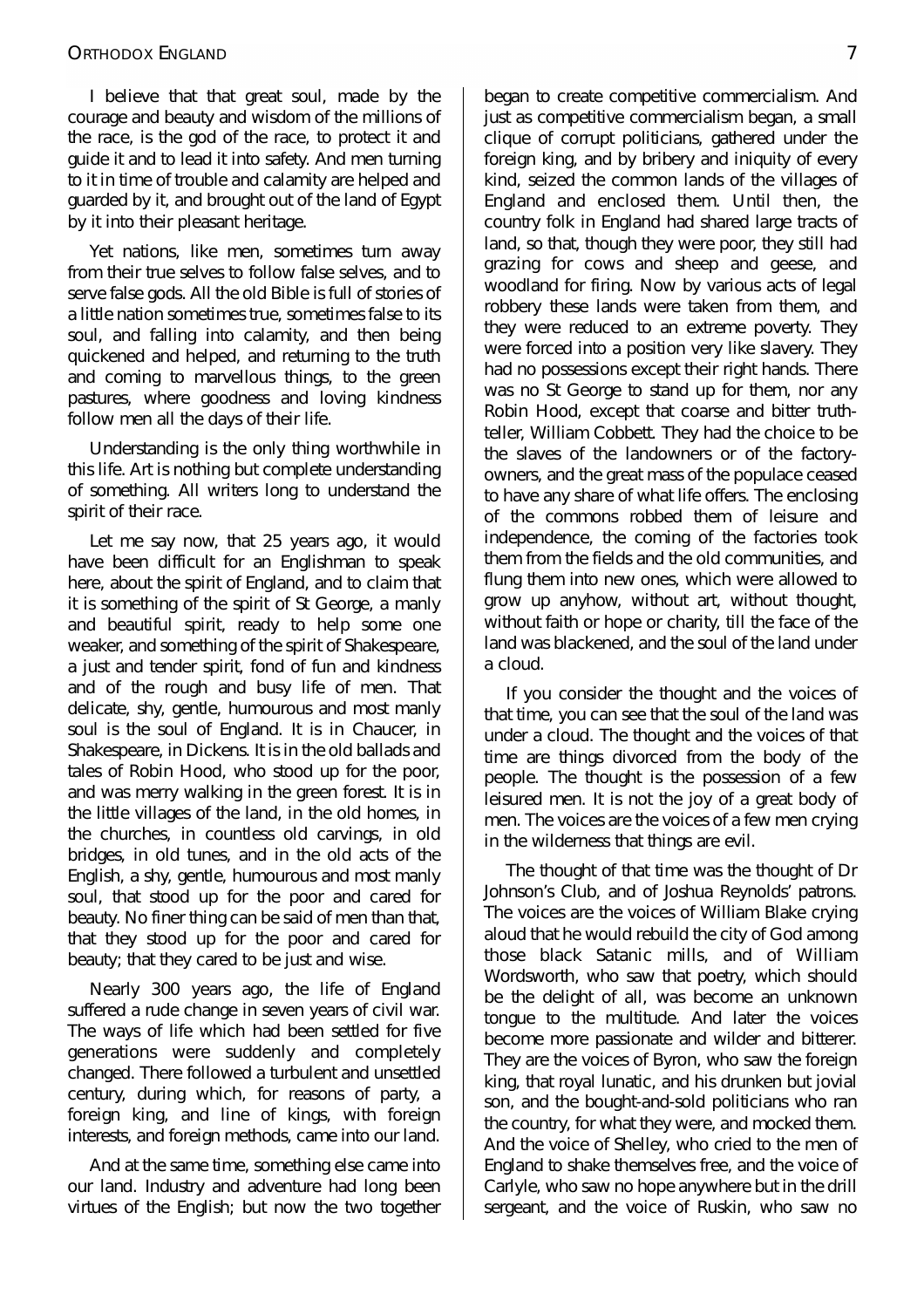I believe that that great soul, made by the courage and beauty and wisdom of the millions of the race, is the god of the race, to protect it and guide it and to lead it into safety. And men turning to it in time of trouble and calamity are helped and guarded by it, and brought out of the land of Egypt by it into their pleasant heritage.

Yet nations, like men, sometimes turn away from their true selves to follow false selves, and to serve false gods. All the old Bible is full of stories of a little nation sometimes true, sometimes false to its soul, and falling into calamity, and then being quickened and helped, and returning to the truth and coming to marvellous things, to the green pastures, where goodness and loving kindness follow men all the days of their life.

Understanding is the only thing worthwhile in this life. Art is nothing but complete understanding of something. All writers long to understand the spirit of their race.

Let me say now, that 25 years ago, it would have been difficult for an Englishman to speak here, about the spirit of England, and to claim that it is something of the spirit of St George, a manly and beautiful spirit, ready to help some one weaker, and something of the spirit of Shakespeare, a just and tender spirit, fond of fun and kindness and of the rough and busy life of men. That delicate, shy, gentle, humourous and most manly soul is the soul of England. It is in Chaucer, in Shakespeare, in Dickens. It is in the old ballads and tales of Robin Hood, who stood up for the poor, and was merry walking in the green forest. It is in the little villages of the land, in the old homes, in the churches, in countless old carvings, in old bridges, in old tunes, and in the old acts of the English, a shy, gentle, humourous and most manly soul, that stood up for the poor and cared for beauty. No finer thing can be said of men than that, that they stood up for the poor and cared for beauty; that they cared to be just and wise.

Nearly 300 years ago, the life of England suffered a rude change in seven years of civil war. The ways of life which had been settled for five generations were suddenly and completely changed. There followed a turbulent and unsettled century, during which, for reasons of party, a foreign king, and line of kings, with foreign interests, and foreign methods, came into our land.

And at the same time, something else came into our land. Industry and adventure had long been virtues of the English; but now the two together began to create competitive commercialism. And just as competitive commercialism began, a small clique of corrupt politicians, gathered under the foreign king, and by bribery and iniquity of every kind, seized the common lands of the villages of England and enclosed them. Until then, the country folk in England had shared large tracts of land, so that, though they were poor, they still had grazing for cows and sheep and geese, and woodland for firing. Now by various acts of legal robbery these lands were taken from them, and they were reduced to an extreme poverty. They were forced into a position very like slavery. They had no possessions except their right hands. There was no St George to stand up for them, nor any Robin Hood, except that coarse and bitter truth-teller, William Cobbett. They had the choice to be the slaves of the landowners or of the factory-owners, and the great mass of the populace ceased to have any share of what life offers. The enclosing of the commons robbed them of leisure and independence, the coming of the factories took them from the fields and the old communities, and flung them into new ones, which were allowed to grow up anyhow, without art, without thought, without faith or hope or charity, till the face of the land was blackened, and the soul of the land under a cloud.

If you consider the thought and the voices of that time, you can see that the soul of the land was under a cloud. The thought and the voices of that time are things divorced from the body of the people. The thought is the possession of a few leisured men. It is not the joy of a great body of men. The voices are the voices of a few men crying in the wilderness that things are evil.

The thought of that time was the thought of Dr Johnson's Club, and of Joshua Reynolds' patrons. The voices are the voices of William Blake crying aloud that he would rebuild the city of God among those black Satanic mills, and of William Wordsworth, who saw that poetry, which should be the delight of all, was become an unknown tongue to the multitude. And later the voices become more passionate and wilder and bitterer. They are the voices of Byron, who saw the foreign king, that royal lunatic, and his drunken but jovial son, and the bought-and-sold politicians who ran the country, for what they were, and mocked them. And the voice of Shelley, who cried to the men of England to shake themselves free, and the voice of Carlyle, who saw no hope anywhere but in the drill sergeant, and the voice of Ruskin, who saw no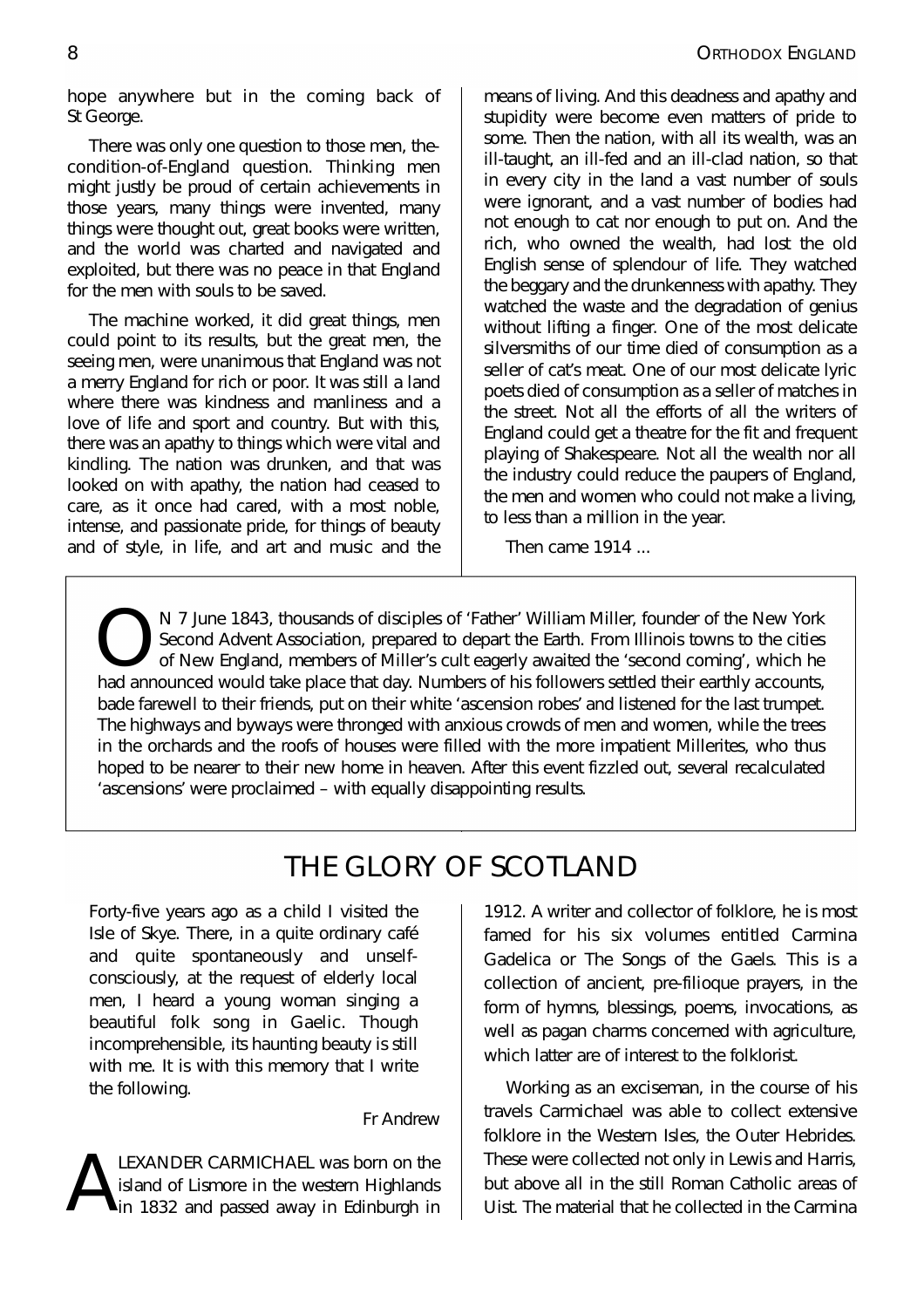hope anywhere but in the coming back of St George.

There was only one question to those men, the-condition-of-England question. Thinking men might justly be proud of certain achievements in those years, many things were invented, many things were thought out, great books were written, and the world was charted and navigated and exploited, but there was no peace in that England for the men with souls to be saved.

The machine worked, it did great things, men could point to its results, but the great men, the seeing men, were unanimous that England was not a merry England for rich or poor. It was still a land where there was kindness and manliness and a love of life and sport and country. But with this, there was an apathy to things which were vital and kindling. The nation was drunken, and that was looked on with apathy, the nation had ceased to care, as it once had cared, with a most noble, intense, and passionate pride, for things of beauty and of style, in life, and art and music and the means of living. And this deadness and apathy and stupidity were become even matters of pride to some. Then the nation, with all its wealth, was an ill-taught, an ill-fed and an ill-clad nation, so that in every city in the land a vast number of souls were ignorant, and a vast number of bodies had not enough to cat nor enough to put on. And the rich, who owned the wealth, had lost the old English sense of splendour of life. They watched the beggary and the drunkenness with apathy. They watched the waste and the degradation of genius without lifting a finger. One of the most delicate silversmiths of our time died of consumption as a seller of cat's meat. One of our most delicate lyric poets died of consumption as a seller of matches in the street. Not all the efforts of all the writers of England could get a theatre for the fit and frequent playing of Shakespeare. Not all the wealth nor all the industry could reduce the paupers of England, the men and women who could not make a living, to less than a million in the year.

Then came 1914 ...

---

ON 7 June 1843, thousands of disciples of 'Father' William Miller, founder of the New York Second Advent Association, prepared to depart the Earth. From Illinois towns to the cities of New England, members of Miller's cult eagerly awaited the 'second coming', which he had announced would take place that day. Numbers of his followers settled their earthly accounts, bade farewell to their friends, put on their white 'ascension robes' and listened for the last trumpet. The highways and byways were thronged with anxious crowds of men and women, while the trees in the orchards and the roofs of houses were filled with the more impatient Millerites, who thus hoped to be nearer to their new home in heaven. After this event fizzled out, several recalculated 'ascensions' were proclaimed – with equally disappointing results.

---

# THE GLORY OF SCOTLAND

Forty-five years ago as a child I visited the Isle of Skye. There, in a quite ordinary café and quite spontaneously and unself-consciously, at the request of elderly local men, I heard a young woman singing a beautiful folk song in Gaelic. Though incomprehensible, its haunting beauty is still with me. It is with this memory that I write the following.

Fr Andrew

ALEXANDER CARMICHAEL was born on the island of Lismore in the western Highlands in 1832 and passed away in Edinburgh in 1912. A writer and collector of folklore, he is most famed for his six volumes entitled Carmina Gadelica or The Songs of the Gaels. This is a collection of ancient, pre-filioque prayers, in the form of hymns, blessings, poems, invocations, as well as pagan charms concerned with agriculture, which latter are of interest to the folklorist.

Working as an exciseman, in the course of his travels Carmichael was able to collect extensive folklore in the Western Isles, the Outer Hebrides. These were collected not only in Lewis and Harris, but above all in the still Roman Catholic areas of Uist. The material that he collected in the Carmina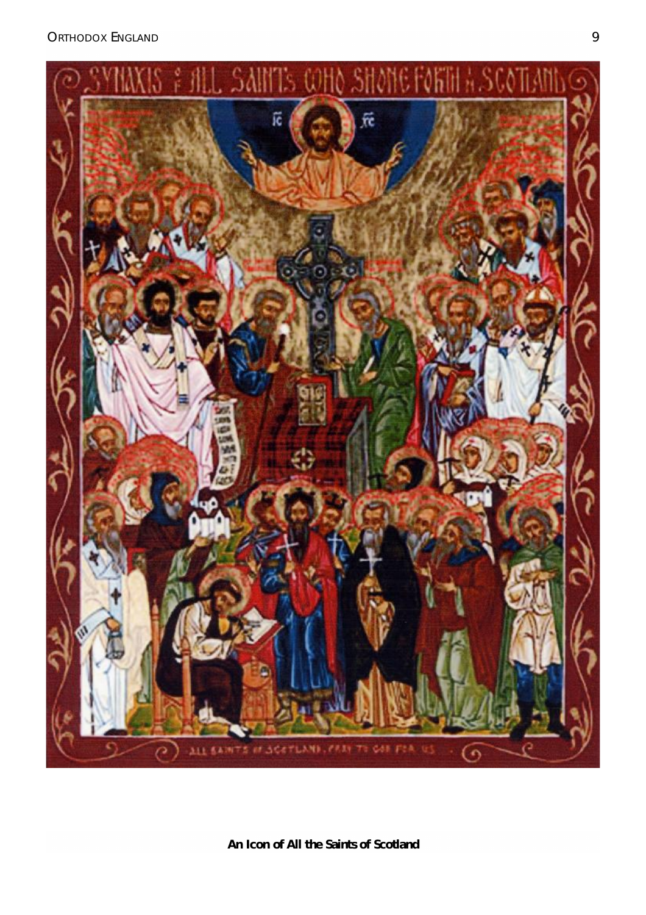**An Icon of All the Saints of Scotland**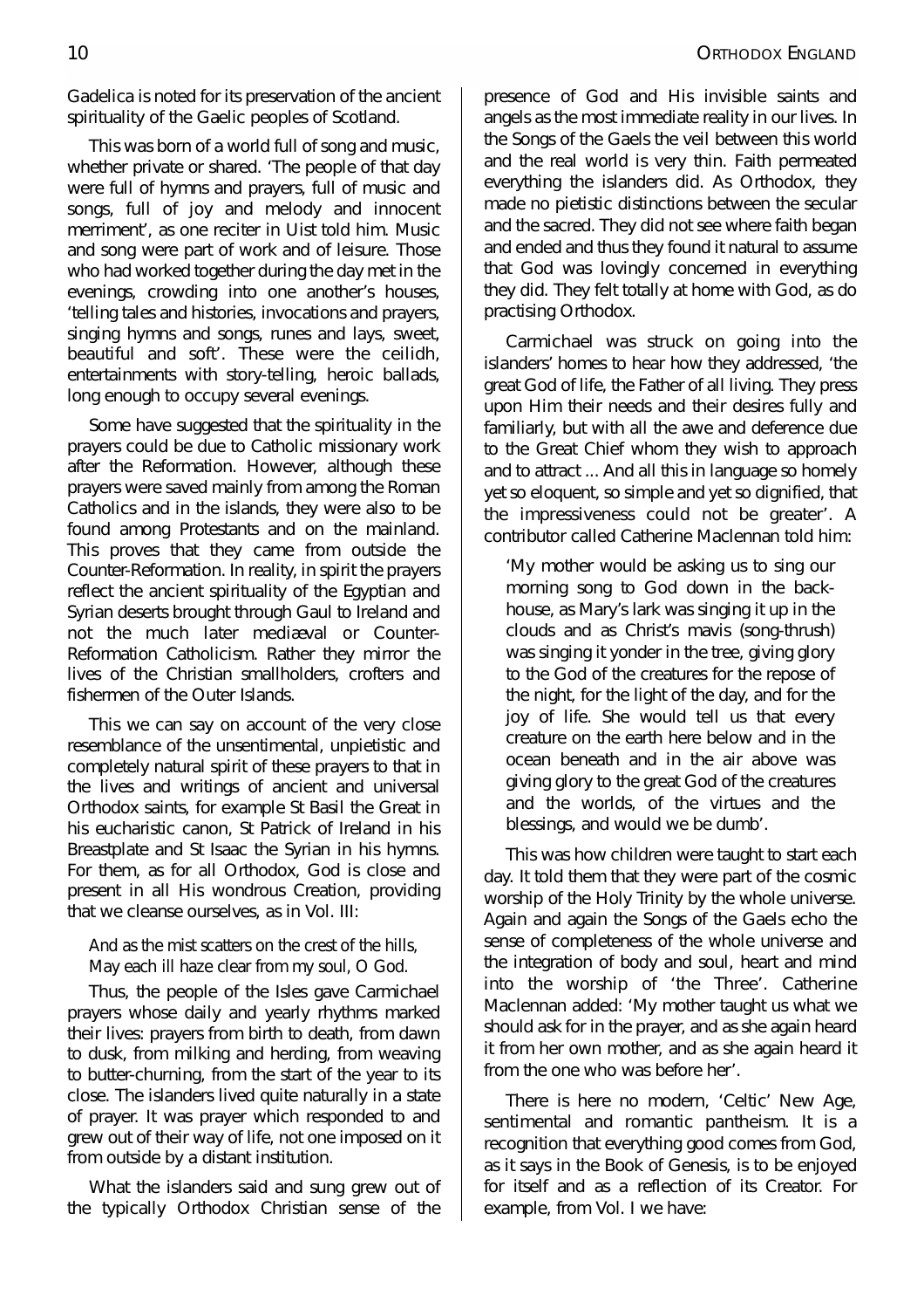Gadelica is noted for its preservation of the ancient spirituality of the Gaelic peoples of Scotland.

This was born of a world full of song and music, whether private or shared. 'The people of that day were full of hymns and prayers, full of music and songs, full of joy and melody and innocent merriment', as one reciter in Uist told him. Music and song were part of work and of leisure. Those who had worked together during the day met in the evenings, crowding into one another's houses, 'telling tales and histories, invocations and prayers, singing hymns and songs, runes and lays, sweet, beautiful and soft'. These were the ceilidh, entertainments with story-telling, heroic ballads, long enough to occupy several evenings.

Some have suggested that the spirituality in the prayers could be due to Catholic missionary work after the Reformation. However, although these prayers were saved mainly from among the Roman Catholics and in the islands, they were also to be found among Protestants and on the mainland. This proves that they came from outside the Counter-Reformation. In reality, in spirit the prayers reflect the ancient spirituality of the Egyptian and Syrian deserts brought through Gaul to Ireland and not the much later mediæval or Counter-Reformation Catholicism. Rather they mirror the lives of the Christian smallholders, crofters and fishermen of the Outer Islands.

This we can say on account of the very close resemblance of the unsentimental, unpietistic and completely natural spirit of these prayers to that in the lives and writings of ancient and universal Orthodox saints, for example St Basil the Great in his eucharistic canon, St Patrick of Ireland in his Breastplate and St Isaac the Syrian in his hymns. For them, as for all Orthodox, God is close and present in all His wondrous Creation, providing that we cleanse ourselves, as in Vol. III:

> And as the mist scatters on the crest of the hills,
> May each ill haze clear from my soul, O God.

Thus, the people of the Isles gave Carmichael prayers whose daily and yearly rhythms marked their lives: prayers from birth to death, from dawn to dusk, from milking and herding, from weaving to butter-churning, from the start of the year to its close. The islanders lived quite naturally in a state of prayer. It was prayer which responded to and grew out of their way of life, not one imposed on it from outside by a distant institution.

What the islanders said and sung grew out of the typically Orthodox Christian sense of the presence of God and His invisible saints and angels as the most immediate reality in our lives. In the Songs of the Gaels the veil between this world and the real world is very thin. Faith permeated everything the islanders did. As Orthodox, they made no pietistic distinctions between the secular and the sacred. They did not see where faith began and ended and thus they found it natural to assume that God was lovingly concerned in everything they did. They felt totally at home with God, as do practising Orthodox.

Carmichael was struck on going into the islanders' homes to hear how they addressed, 'the great God of life, the Father of all living. They press upon Him their needs and their desires fully and familiarly, but with all the awe and deference due to the Great Chief whom they wish to approach and to attract ... And all this in language so homely yet so eloquent, so simple and yet so dignified, that the impressiveness could not be greater'. A contributor called Catherine Maclennan told him:

> 'My mother would be asking us to sing our morning song to God down in the back-house, as Mary's lark was singing it up in the clouds and as Christ's mavis (song-thrush) was singing it yonder in the tree, giving glory to the God of the creatures for the repose of the night, for the light of the day, and for the joy of life. She would tell us that every creature on the earth here below and in the ocean beneath and in the air above was giving glory to the great God of the creatures and the worlds, of the virtues and the blessings, and would we be dumb'.

This was how children were taught to start each day. It told them that they were part of the cosmic worship of the Holy Trinity by the whole universe. Again and again the Songs of the Gaels echo the sense of completeness of the whole universe and the integration of body and soul, heart and mind into the worship of 'the Three'. Catherine Maclennan added: 'My mother taught us what we should ask for in the prayer, and as she again heard it from her own mother, and as she again heard it from the one who was before her'.

There is here no modern, 'Celtic' New Age, sentimental and romantic pantheism. It is a recognition that everything good comes from God, as it says in the Book of Genesis, is to be enjoyed for itself and as a reflection of its Creator. For example, from Vol. I we have: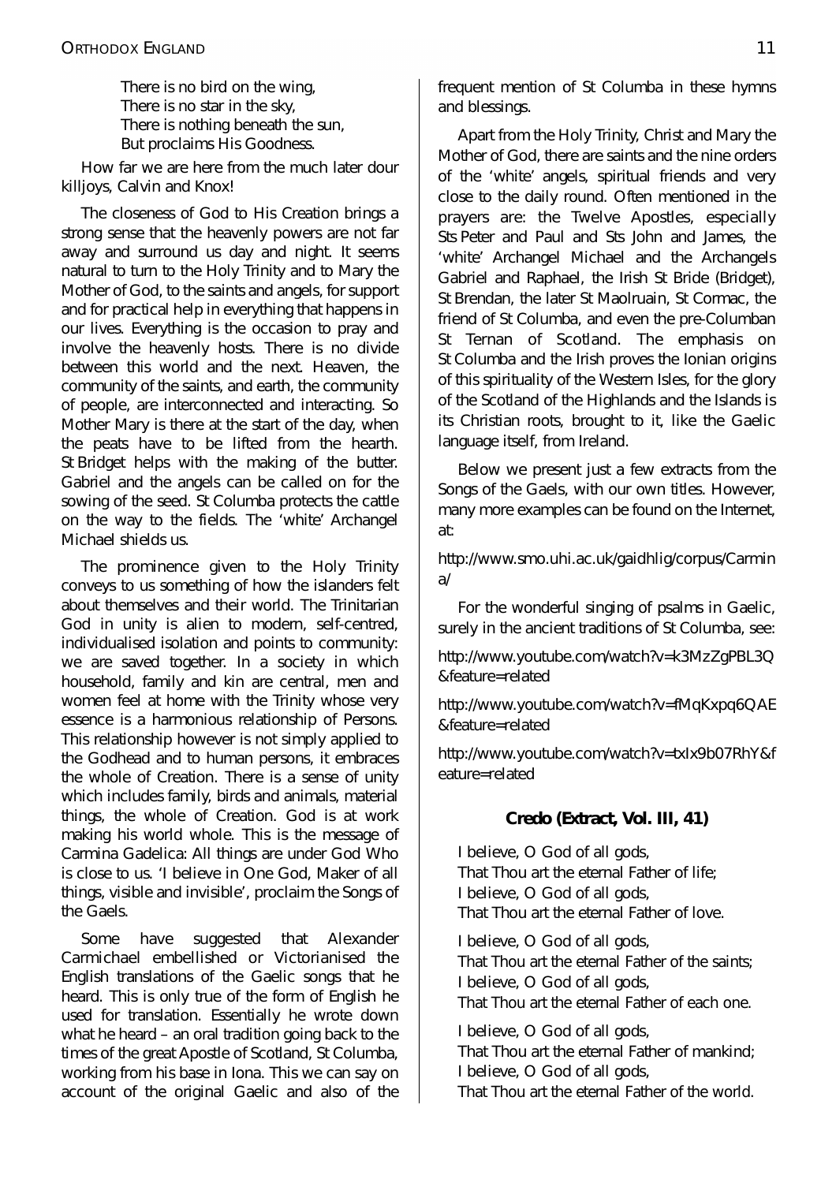There is no bird on the wing,  
There is no star in the sky,  
There is nothing beneath the sun,  
But proclaims His Goodness.

How far we are here from the much later dour killjoys, Calvin and Knox!

The closeness of God to His Creation brings a strong sense that the heavenly powers are not far away and surround us day and night. It seems natural to turn to the Holy Trinity and to Mary the Mother of God, to the saints and angels, for support and for practical help in everything that happens in our lives. Everything is the occasion to pray and involve the heavenly hosts. There is no divide between this world and the next. Heaven, the community of the saints, and earth, the community of people, are interconnected and interacting. So Mother Mary is there at the start of the day, when the peats have to be lifted from the hearth. St Bridget helps with the making of the butter. Gabriel and the angels can be called on for the sowing of the seed. St Columba protects the cattle on the way to the fields. The 'white' Archangel Michael shields us.

The prominence given to the Holy Trinity conveys to us something of how the islanders felt about themselves and their world. The Trinitarian God in unity is alien to modern, self-centred, individualised isolation and points to community: we are saved together. In a society in which household, family and kin are central, men and women feel at home with the Trinity whose very essence is a harmonious relationship of Persons. This relationship however is not simply applied to the Godhead and to human persons, it embraces the whole of Creation. There is a sense of unity which includes family, birds and animals, material things, the whole of Creation. God is at work making his world whole. This is the message of Carmina Gadelica: All things are under God Who is close to us. 'I believe in One God, Maker of all things, visible and invisible', proclaim the Songs of the Gaels.

Some have suggested that Alexander Carmichael embellished or Victorianised the English translations of the Gaelic songs that he heard. This is only true of the form of English he used for translation. Essentially he wrote down what he heard – an oral tradition going back to the times of the great Apostle of Scotland, St Columba, working from his base in Iona. This we can say on account of the original Gaelic and also of the frequent mention of St Columba in these hymns and blessings.

Apart from the Holy Trinity, Christ and Mary the Mother of God, there are saints and the nine orders of the 'white' angels, spiritual friends and very close to the daily round. Often mentioned in the prayers are: the Twelve Apostles, especially Sts Peter and Paul and Sts John and James, the 'white' Archangel Michael and the Archangels Gabriel and Raphael, the Irish St Bride (Bridget), St Brendan, the later St Maolruain, St Cormac, the friend of St Columba, and even the pre-Columban St Ternan of Scotland. The emphasis on St Columba and the Irish proves the Ionian origins of this spirituality of the Western Isles, for the glory of the Scotland of the Highlands and the Islands is its Christian roots, brought to it, like the Gaelic language itself, from Ireland.

Below we present just a few extracts from the Songs of the Gaels, with our own titles. However, many more examples can be found on the Internet, at:

http://www.smo.uhi.ac.uk/gaidhlig/corpus/Carmina/

For the wonderful singing of psalms in Gaelic, surely in the ancient traditions of St Columba, see:

http://www.youtube.com/watch?v=k3MzZgPBL3Q&feature=related

http://www.youtube.com/watch?v=fMqKxpq6QAE&feature=related

http://www.youtube.com/watch?v=txIx9b07RhY&feature=related

### Credo (Extract, Vol. III, 41)

I believe, O God of all gods,  
That Thou art the eternal Father of life;  
I believe, O God of all gods,  
That Thou art the eternal Father of love.

I believe, O God of all gods,  
That Thou art the eternal Father of the saints;  
I believe, O God of all gods,  
That Thou art the eternal Father of each one.

I believe, O God of all gods,  
That Thou art the eternal Father of mankind;  
I believe, O God of all gods,  
That Thou art the eternal Father of the world.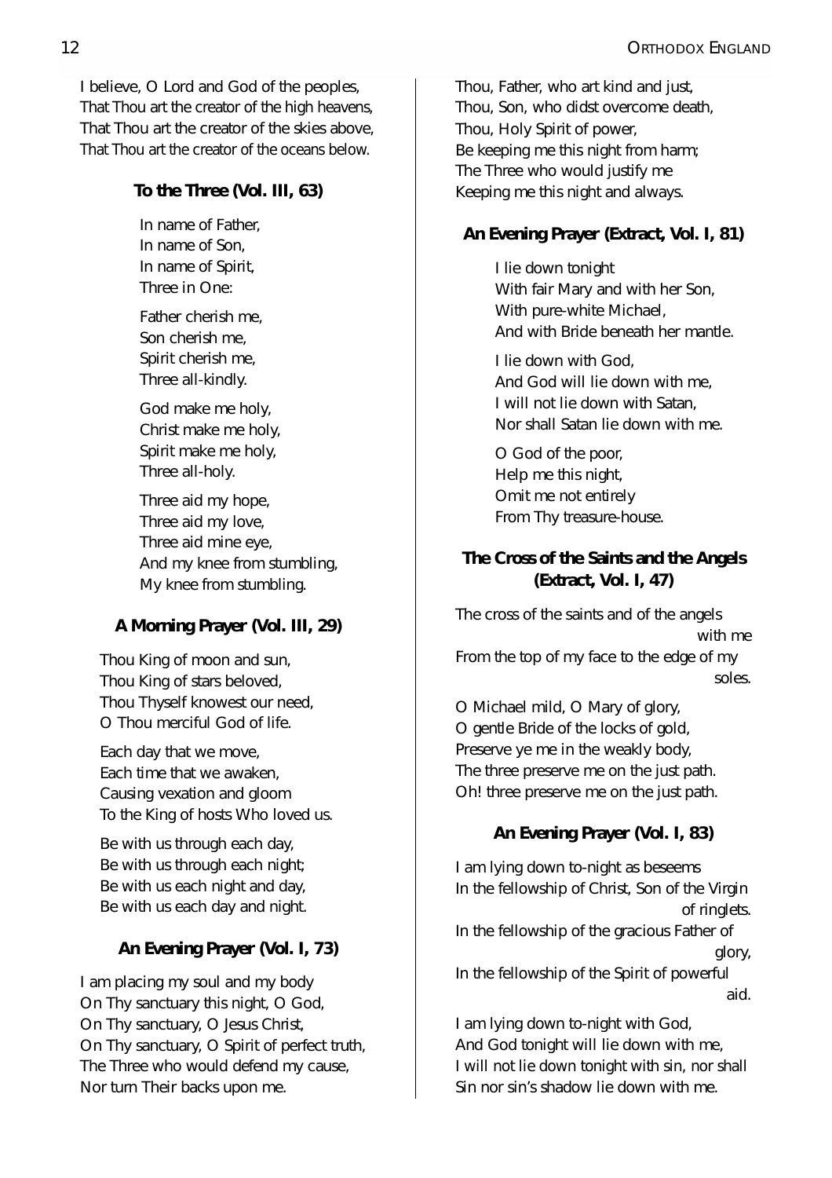I believe, O Lord and God of the peoples,
That Thou art the creator of the high heavens,
That Thou art the creator of the skies above,
That Thou art the creator of the oceans below.

### To the Three (Vol. III, 63)

In name of Father,
In name of Son,
In name of Spirit,
Three in One:

Father cherish me,
Son cherish me,
Spirit cherish me,
Three all-kindly.

God make me holy,
Christ make me holy,
Spirit make me holy,
Three all-holy.

Three aid my hope,
Three aid my love,
Three aid mine eye,
And my knee from stumbling,
My knee from stumbling.

### A Morning Prayer (Vol. III, 29)

Thou King of moon and sun,
Thou King of stars beloved,
Thou Thyself knowest our need,
O Thou merciful God of life.

Each day that we move,
Each time that we awaken,
Causing vexation and gloom
To the King of hosts Who loved us.

Be with us through each day,
Be with us through each night;
Be with us each night and day,
Be with us each day and night.

### An Evening Prayer (Vol. I, 73)

I am placing my soul and my body
On Thy sanctuary this night, O God,
On Thy sanctuary, O Jesus Christ,
On Thy sanctuary, O Spirit of perfect truth,
The Three who would defend my cause,
Nor turn Their backs upon me.

Thou, Father, who art kind and just,
Thou, Son, who didst overcome death,
Thou, Holy Spirit of power,
Be keeping me this night from harm;
The Three who would justify me
Keeping me this night and always.

### An Evening Prayer (Extract, Vol. I, 81)

I lie down tonight
With fair Mary and with her Son,
With pure-white Michael,
And with Bride beneath her mantle.

I lie down with God,
And God will lie down with me,
I will not lie down with Satan,
Nor shall Satan lie down with me.

O God of the poor,
Help me this night,
Omit me not entirely
From Thy treasure-house.

### The Cross of the Saints and the Angels (Extract, Vol. I, 47)

The cross of the saints and of the angels with me
From the top of my face to the edge of my soles.

O Michael mild, O Mary of glory,
O gentle Bride of the locks of gold,
Preserve ye me in the weakly body,
The three preserve me on the just path.
Oh! three preserve me on the just path.

### An Evening Prayer (Vol. I, 83)

I am lying down to-night as beseems
In the fellowship of Christ, Son of the Virgin of ringlets.
In the fellowship of the gracious Father of glory,
In the fellowship of the Spirit of powerful aid.

I am lying down to-night with God,
And God tonight will lie down with me,
I will not lie down tonight with sin, nor shall
Sin nor sin's shadow lie down with me.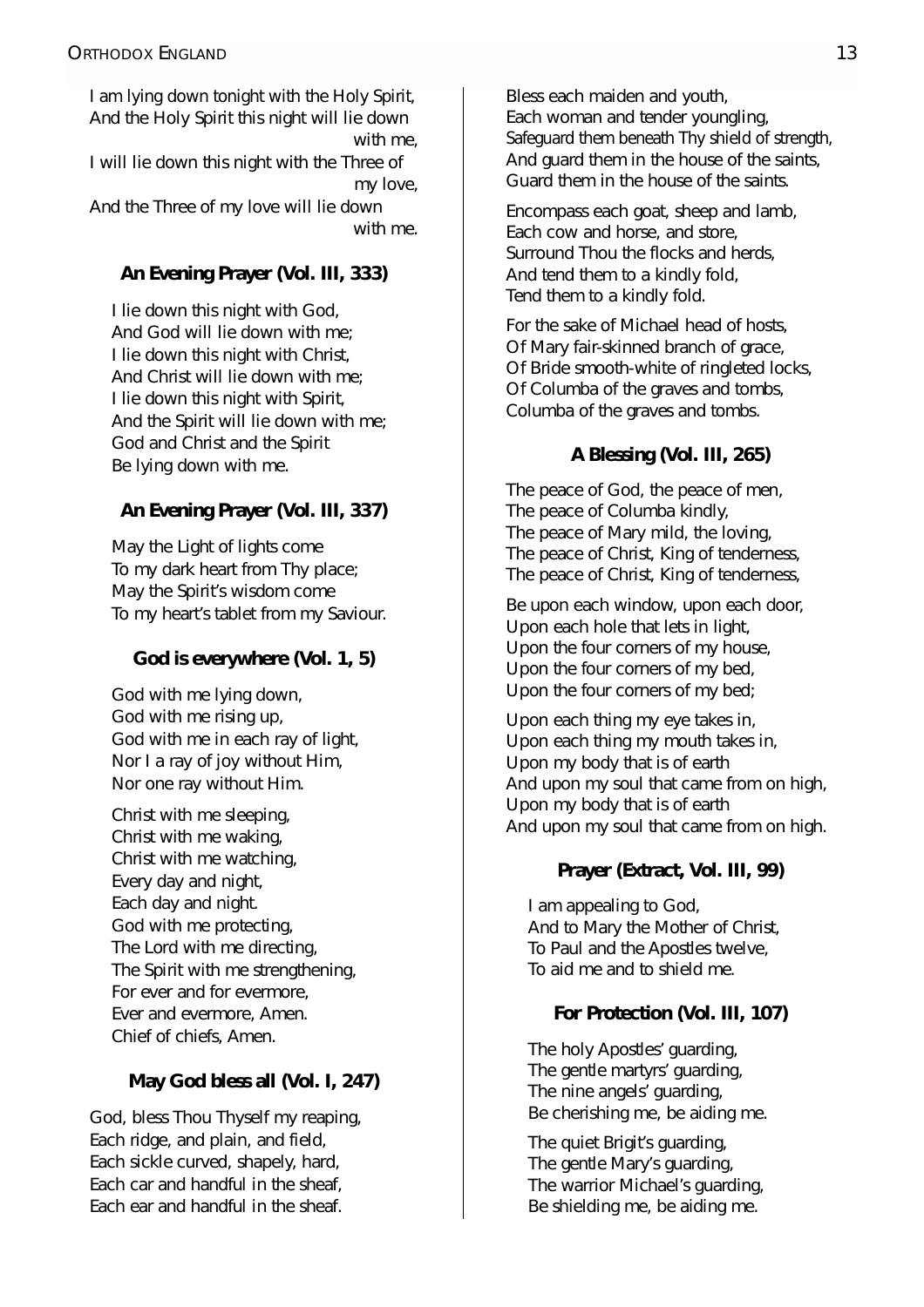I am lying down tonight with the Holy Spirit,
And the Holy Spirit this night will lie down with me,
I will lie down this night with the Three of my love,
And the Three of my love will lie down with me.

### An Evening Prayer (Vol. III, 333)

I lie down this night with God,
And God will lie down with me;
I lie down this night with Christ,
And Christ will lie down with me;
I lie down this night with Spirit,
And the Spirit will lie down with me;
God and Christ and the Spirit
Be lying down with me.

### An Evening Prayer (Vol. III, 337)

May the Light of lights come
To my dark heart from Thy place;
May the Spirit's wisdom come
To my heart's tablet from my Saviour.

### God is everywhere (Vol. 1, 5)

God with me lying down,
God with me rising up,
God with me in each ray of light,
Nor I a ray of joy without Him,
Nor one ray without Him.

Christ with me sleeping,
Christ with me waking,
Christ with me watching,
Every day and night,
Each day and night.
God with me protecting,
The Lord with me directing,
The Spirit with me strengthening,
For ever and for evermore,
Ever and evermore, Amen.
Chief of chiefs, Amen.

### May God bless all (Vol. I, 247)

God, bless Thou Thyself my reaping,
Each ridge, and plain, and field,
Each sickle curved, shapely, hard,
Each car and handful in the sheaf,
Each ear and handful in the sheaf.

Bless each maiden and youth,
Each woman and tender youngling,
Safeguard them beneath Thy shield of strength,
And guard them in the house of the saints,
Guard them in the house of the saints.

Encompass each goat, sheep and lamb,
Each cow and horse, and store,
Surround Thou the flocks and herds,
And tend them to a kindly fold,
Tend them to a kindly fold.

For the sake of Michael head of hosts,
Of Mary fair-skinned branch of grace,
Of Bride smooth-white of ringleted locks,
Of Columba of the graves and tombs,
Columba of the graves and tombs.

### A Blessing (Vol. III, 265)

The peace of God, the peace of men,
The peace of Columba kindly,
The peace of Mary mild, the loving,
The peace of Christ, King of tenderness,
The peace of Christ, King of tenderness,

Be upon each window, upon each door,
Upon each hole that lets in light,
Upon the four corners of my house,
Upon the four corners of my bed,
Upon the four corners of my bed;

Upon each thing my eye takes in,
Upon each thing my mouth takes in,
Upon my body that is of earth
And upon my soul that came from on high,
Upon my body that is of earth
And upon my soul that came from on high.

### Prayer (Extract, Vol. III, 99)

I am appealing to God,
And to Mary the Mother of Christ,
To Paul and the Apostles twelve,
To aid me and to shield me.

### For Protection (Vol. III, 107)

The holy Apostles' guarding,
The gentle martyrs' guarding,
The nine angels' guarding,
Be cherishing me, be aiding me.

The quiet Brigit's guarding,
The gentle Mary's guarding,
The warrior Michael's guarding,
Be shielding me, be aiding me.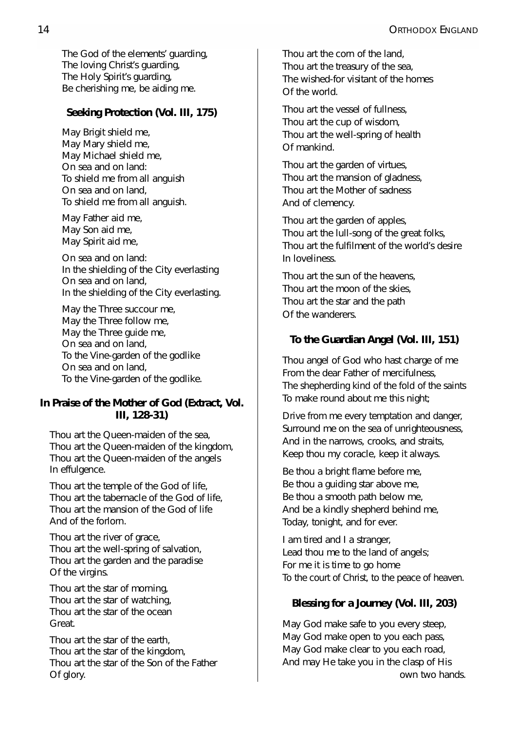The God of the elements' guarding,
The loving Christ's guarding,
The Holy Spirit's guarding,
Be cherishing me, be aiding me.

### Seeking Protection (Vol. III, 175)

May Brigit shield me,
May Mary shield me,
May Michael shield me,
On sea and on land:
To shield me from all anguish
On sea and on land,
To shield me from all anguish.

May Father aid me,
May Son aid me,
May Spirit aid me,

On sea and on land:
In the shielding of the City everlasting
On sea and on land,
In the shielding of the City everlasting.

May the Three succour me,
May the Three follow me,
May the Three guide me,
On sea and on land,
To the Vine-garden of the godlike
On sea and on land,
To the Vine-garden of the godlike.

### In Praise of the Mother of God (Extract, Vol. III, 128-31)

Thou art the Queen-maiden of the sea,
Thou art the Queen-maiden of the kingdom,
Thou art the Queen-maiden of the angels
In effulgence.

Thou art the temple of the God of life,
Thou art the tabernacle of the God of life,
Thou art the mansion of the God of life
And of the forlorn.

Thou art the river of grace,
Thou art the well-spring of salvation,
Thou art the garden and the paradise
Of the virgins.

Thou art the star of morning,
Thou art the star of watching,
Thou art the star of the ocean
Great.

Thou art the star of the earth,
Thou art the star of the kingdom,
Thou art the star of the Son of the Father
Of glory.

Thou art the corn of the land,
Thou art the treasury of the sea,
The wished-for visitant of the homes
Of the world.

Thou art the vessel of fullness,
Thou art the cup of wisdom,
Thou art the well-spring of health
Of mankind.

Thou art the garden of virtues,
Thou art the mansion of gladness,
Thou art the Mother of sadness
And of clemency.

Thou art the garden of apples,
Thou art the lull-song of the great folks,
Thou art the fulfilment of the world's desire
In loveliness.

Thou art the sun of the heavens,
Thou art the moon of the skies,
Thou art the star and the path
Of the wanderers.

### To the Guardian Angel (Vol. III, 151)

Thou angel of God who hast charge of me
From the dear Father of mercifulness,
The shepherding kind of the fold of the saints
To make round about me this night;

Drive from me every temptation and danger,
Surround me on the sea of unrighteousness,
And in the narrows, crooks, and straits,
Keep thou my coracle, keep it always.

Be thou a bright flame before me,
Be thou a guiding star above me,
Be thou a smooth path below me,
And be a kindly shepherd behind me,
Today, tonight, and for ever.

I am tired and I a stranger,
Lead thou me to the land of angels;
For me it is time to go home
To the court of Christ, to the peace of heaven.

### Blessing for a Journey (Vol. III, 203)

May God make safe to you every steep,
May God make open to you each pass,
May God make clear to you each road,
And may He take you in the clasp of His
own two hands.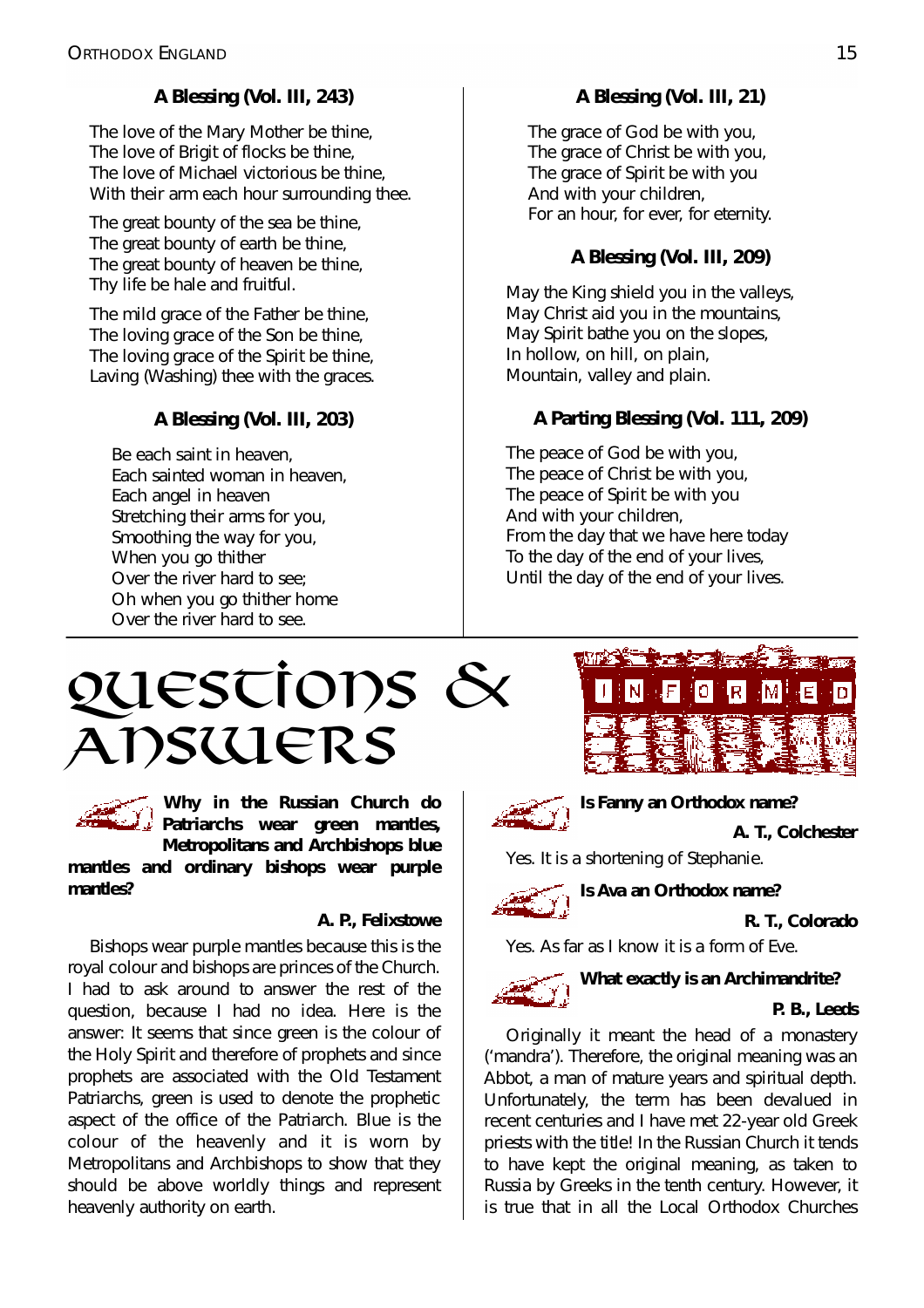### A Blessing (Vol. III, 243)

The love of the Mary Mother be thine,
The love of Brigit of flocks be thine,
The love of Michael victorious be thine,
With their arm each hour surrounding thee.

The great bounty of the sea be thine,
The great bounty of earth be thine,
The great bounty of heaven be thine,
Thy life be hale and fruitful.

The mild grace of the Father be thine,
The loving grace of the Son be thine,
The loving grace of the Spirit be thine,
Laving (Washing) thee with the graces.

### A Blessing (Vol. III, 203)

Be each saint in heaven,
Each sainted woman in heaven,
Each angel in heaven
Stretching their arms for you,
Smoothing the way for you,
When you go thither
Over the river hard to see;
Oh when you go thither home
Over the river hard to see.

### A Blessing (Vol. III, 21)

The grace of God be with you,
The grace of Christ be with you,
The grace of Spirit be with you
And with your children,
For an hour, for ever, for eternity.

### A Blessing (Vol. III, 209)

May the King shield you in the valleys,
May Christ aid you in the mountains,
May Spirit bathe you on the slopes,
In hollow, on hill, on plain,
Mountain, valley and plain.

### A Parting Blessing (Vol. 111, 209)

The peace of God be with you,
The peace of Christ be with you,
The peace of Spirit be with you
And with your children,
From the day that we have here today
To the day of the end of your lives,
Until the day of the end of your lives.

# Questions & Answers

INFORMED

**Why in the Russian Church do Patriarchs wear green mantles, Metropolitans and Archbishops blue mantles and ordinary bishops wear purple mantles?**

**A. P., Felixstowe**

Bishops wear purple mantles because this is the royal colour and bishops are princes of the Church. I had to ask around to answer the rest of the question, because I had no idea. Here is the answer: It seems that since green is the colour of the Holy Spirit and therefore of prophets and since prophets are associated with the Old Testament Patriarchs, green is used to denote the prophetic aspect of the office of the Patriarch. Blue is the colour of the heavenly and it is worn by Metropolitans and Archbishops to show that they should be above worldly things and represent heavenly authority on earth.

**Is Fanny an Orthodox name?**

**A. T., Colchester**

Yes. It is a shortening of Stephanie.

**Is Ava an Orthodox name?**

**R. T., Colorado**

Yes. As far as I know it is a form of Eve.

**What exactly is an Archimandrite?**

**P. B., Leeds**

Originally it meant the head of a monastery ('mandra'). Therefore, the original meaning was an Abbot, a man of mature years and spiritual depth. Unfortunately, the term has been devalued in recent centuries and I have met 22-year old Greek priests with the title! In the Russian Church it tends to have kept the original meaning, as taken to Russia by Greeks in the tenth century. However, it is true that in all the Local Orthodox Churches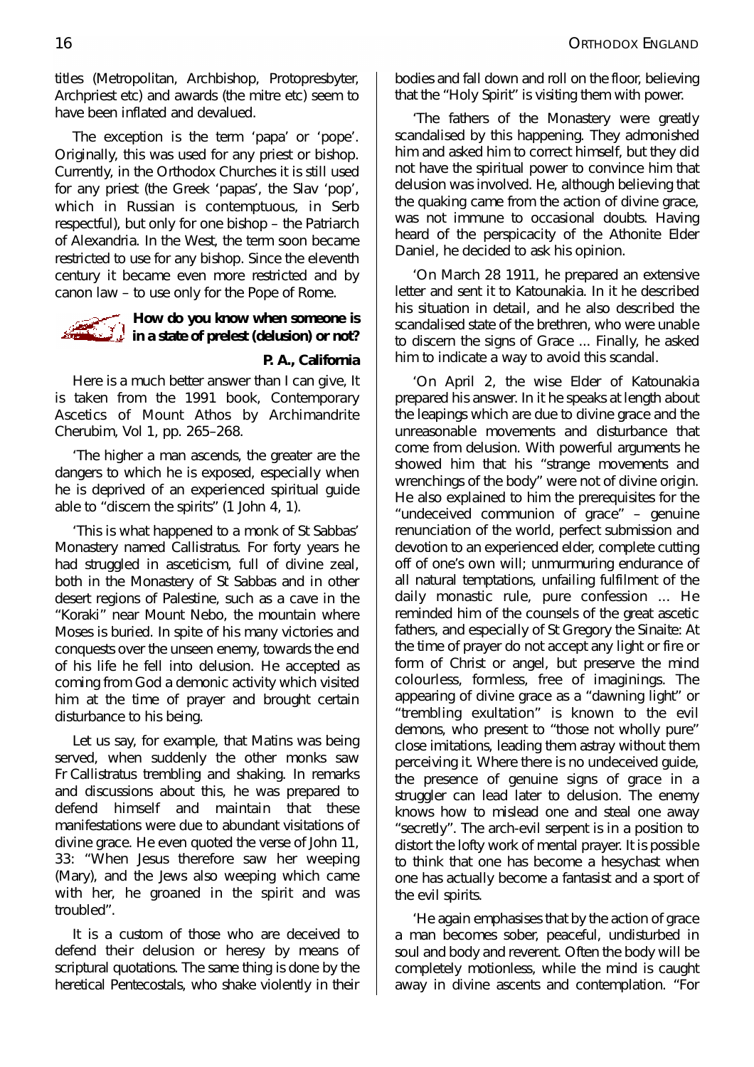titles (Metropolitan, Archbishop, Protopresbyter, Archpriest etc) and awards (the mitre etc) seem to have been inflated and devalued.

The exception is the term 'papa' or 'pope'. Originally, this was used for any priest or bishop. Currently, in the Orthodox Churches it is still used for any priest (the Greek 'papas', the Slav 'pop', which in Russian is contemptuous, in Serb respectful), but only for one bishop – the Patriarch of Alexandria. In the West, the term soon became restricted to use for any bishop. Since the eleventh century it became even more restricted and by canon law – to use only for the Pope of Rome.

**How do you know when someone is in a state of prelest (delusion) or not?**

**P. A., California**

Here is a much better answer than I can give, It is taken from the 1991 book, Contemporary Ascetics of Mount Athos by Archimandrite Cherubim, Vol 1, pp. 265–268.

'The higher a man ascends, the greater are the dangers to which he is exposed, especially when he is deprived of an experienced spiritual guide able to "discern the spirits" (1 John 4, 1).

'This is what happened to a monk of St Sabbas' Monastery named Callistratus. For forty years he had struggled in asceticism, full of divine zeal, both in the Monastery of St Sabbas and in other desert regions of Palestine, such as a cave in the "Koraki" near Mount Nebo, the mountain where Moses is buried. In spite of his many victories and conquests over the unseen enemy, towards the end of his life he fell into delusion. He accepted as coming from God a demonic activity which visited him at the time of prayer and brought certain disturbance to his being.

Let us say, for example, that Matins was being served, when suddenly the other monks saw Fr Callistratus trembling and shaking. In remarks and discussions about this, he was prepared to defend himself and maintain that these manifestations were due to abundant visitations of divine grace. He even quoted the verse of John 11, 33: "When Jesus therefore saw her weeping (Mary), and the Jews also weeping which came with her, he groaned in the spirit and was troubled".

It is a custom of those who are deceived to defend their delusion or heresy by means of scriptural quotations. The same thing is done by the heretical Pentecostals, who shake violently in their bodies and fall down and roll on the floor, believing that the "Holy Spirit" is visiting them with power.

'The fathers of the Monastery were greatly scandalised by this happening. They admonished him and asked him to correct himself, but they did not have the spiritual power to convince him that delusion was involved. He, although believing that the quaking came from the action of divine grace, was not immune to occasional doubts. Having heard of the perspicacity of the Athonite Elder Daniel, he decided to ask his opinion.

'On March 28 1911, he prepared an extensive letter and sent it to Katounakia. In it he described his situation in detail, and he also described the scandalised state of the brethren, who were unable to discern the signs of Grace ... Finally, he asked him to indicate a way to avoid this scandal.

'On April 2, the wise Elder of Katounakia prepared his answer. In it he speaks at length about the leapings which are due to divine grace and the unreasonable movements and disturbance that come from delusion. With powerful arguments he showed him that his "strange movements and wrenchings of the body" were not of divine origin. He also explained to him the prerequisites for the "undeceived communion of grace" – genuine renunciation of the world, perfect submission and devotion to an experienced elder, complete cutting off of one's own will; unmurmuring endurance of all natural temptations, unfailing fulfilment of the daily monastic rule, pure confession ... He reminded him of the counsels of the great ascetic fathers, and especially of St Gregory the Sinaite: At the time of prayer do not accept any light or fire or form of Christ or angel, but preserve the mind colourless, formless, free of imaginings. The appearing of divine grace as a "dawning light" or "trembling exultation" is known to the evil demons, who present to "those not wholly pure" close imitations, leading them astray without them perceiving it. Where there is no undeceived guide, the presence of genuine signs of grace in a struggler can lead later to delusion. The enemy knows how to mislead one and steal one away "secretly". The arch-evil serpent is in a position to distort the lofty work of mental prayer. It is possible to think that one has become a hesychast when one has actually become a fantasist and a sport of the evil spirits.

'He again emphasises that by the action of grace a man becomes sober, peaceful, undisturbed in soul and body and reverent. Often the body will be completely motionless, while the mind is caught away in divine ascents and contemplation. "For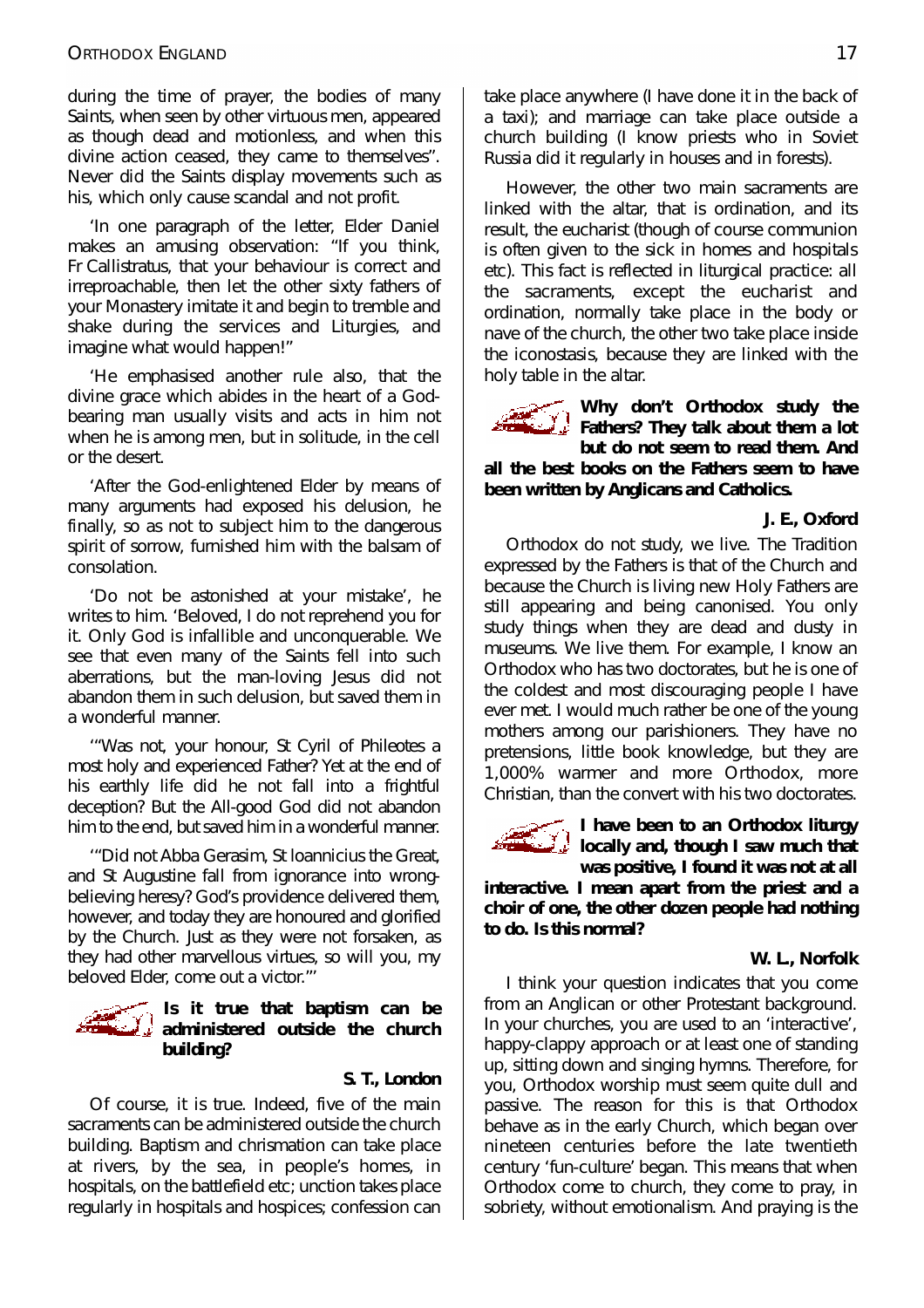during the time of prayer, the bodies of many Saints, when seen by other virtuous men, appeared as though dead and motionless, and when this divine action ceased, they came to themselves". Never did the Saints display movements such as his, which only cause scandal and not profit.

'In one paragraph of the letter, Elder Daniel makes an amusing observation: "If you think, Fr Callistratus, that your behaviour is correct and irreproachable, then let the other sixty fathers of your Monastery imitate it and begin to tremble and shake during the services and Liturgies, and imagine what would happen!"

'He emphasised another rule also, that the divine grace which abides in the heart of a God-bearing man usually visits and acts in him not when he is among men, but in solitude, in the cell or the desert.

'After the God-enlightened Elder by means of many arguments had exposed his delusion, he finally, so as not to subject him to the dangerous spirit of sorrow, furnished him with the balsam of consolation.

'Do not be astonished at your mistake', he writes to him. 'Beloved, I do not reprehend you for it. Only God is infallible and unconquerable. We see that even many of the Saints fell into such aberrations, but the man-loving Jesus did not abandon them in such delusion, but saved them in a wonderful manner.

'"Was not, your honour, St Cyril of Phileotes a most holy and experienced Father? Yet at the end of his earthly life did he not fall into a frightful deception? But the All-good God did not abandon him to the end, but saved him in a wonderful manner.

'"Did not Abba Gerasim, St Ioannicius the Great, and St Augustine fall from ignorance into wrong-believing heresy? God's providence delivered them, however, and today they are honoured and glorified by the Church. Just as they were not forsaken, as they had other marvellous virtues, so will you, my beloved Elder, come out a victor."'

**Is it true that baptism can be administered outside the church building?**

**S. T., London**

Of course, it is true. Indeed, five of the main sacraments can be administered outside the church building. Baptism and chrismation can take place at rivers, by the sea, in people's homes, in hospitals, on the battlefield etc; unction takes place regularly in hospitals and hospices; confession can take place anywhere (I have done it in the back of a taxi); and marriage can take place outside a church building (I know priests who in Soviet Russia did it regularly in houses and in forests).

However, the other two main sacraments are linked with the altar, that is ordination, and its result, the eucharist (though of course communion is often given to the sick in homes and hospitals etc). This fact is reflected in liturgical practice: all the sacraments, except the eucharist and ordination, normally take place in the body or nave of the church, the other two take place inside the iconostasis, because they are linked with the holy table in the altar.

**Why don't Orthodox study the Fathers? They talk about them a lot but do not seem to read them. And all the best books on the Fathers seem to have been written by Anglicans and Catholics.**

**J. E., Oxford**

Orthodox do not study, we live. The Tradition expressed by the Fathers is that of the Church and because the Church is living new Holy Fathers are still appearing and being canonised. You only study things when they are dead and dusty in museums. We live them. For example, I know an Orthodox who has two doctorates, but he is one of the coldest and most discouraging people I have ever met. I would much rather be one of the young mothers among our parishioners. They have no pretensions, little book knowledge, but they are 1,000% warmer and more Orthodox, more Christian, than the convert with his two doctorates.

**I have been to an Orthodox liturgy locally and, though I saw much that was positive, I found it was not at all interactive. I mean apart from the priest and a choir of one, the other dozen people had nothing to do. Is this normal?**

**W. L., Norfolk**

I think your question indicates that you come from an Anglican or other Protestant background. In your churches, you are used to an 'interactive', happy-clappy approach or at least one of standing up, sitting down and singing hymns. Therefore, for you, Orthodox worship must seem quite dull and passive. The reason for this is that Orthodox behave as in the early Church, which began over nineteen centuries before the late twentieth century 'fun-culture' began. This means that when Orthodox come to church, they come to pray, in sobriety, without emotionalism. And praying is the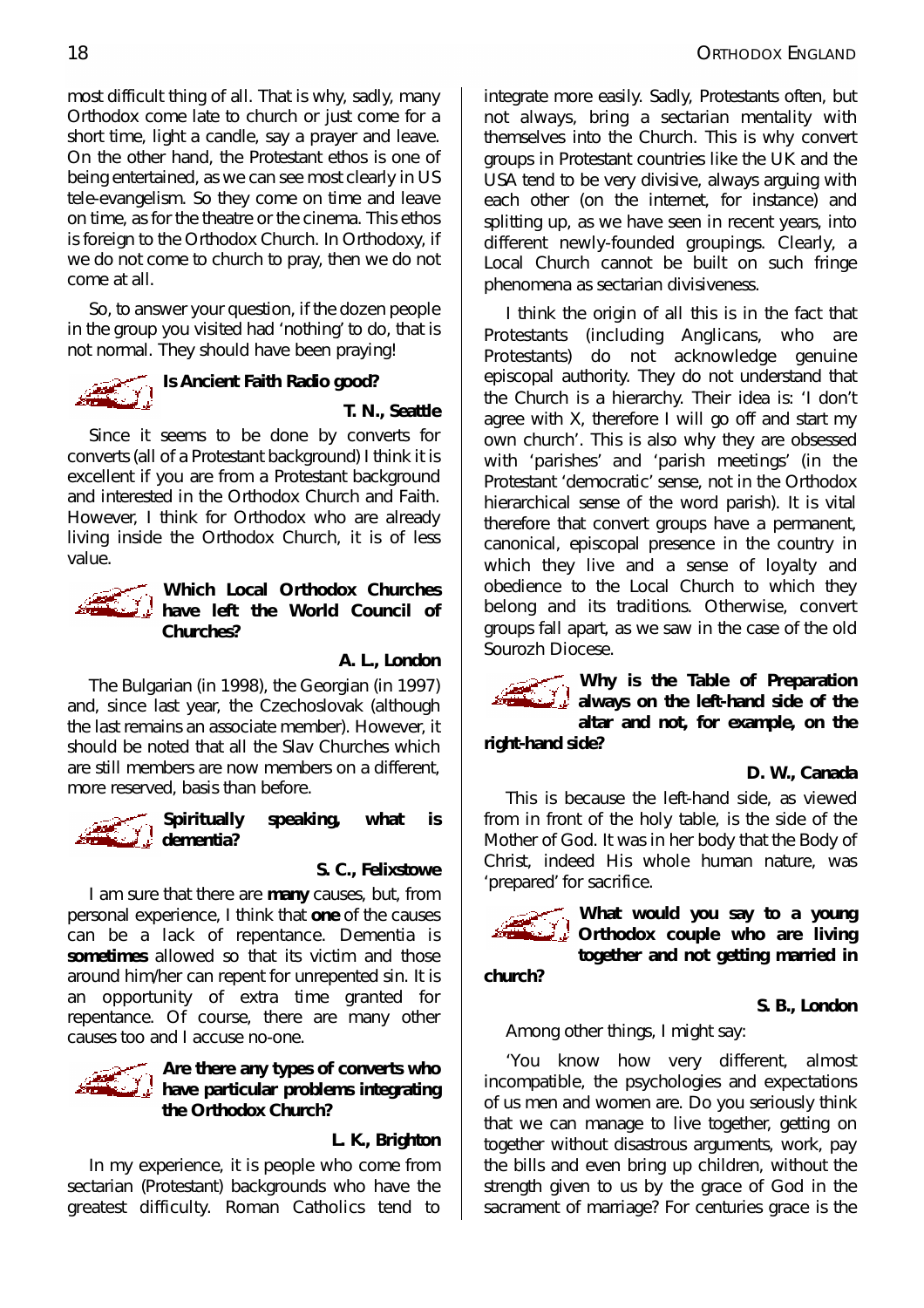most difficult thing of all. That is why, sadly, many Orthodox come late to church or just come for a short time, light a candle, say a prayer and leave. On the other hand, the Protestant ethos is one of being entertained, as we can see most clearly in US tele-evangelism. So they come on time and leave on time, as for the theatre or the cinema. This ethos is foreign to the Orthodox Church. In Orthodoxy, if we do not come to church to pray, then we do not come at all.

So, to answer your question, if the dozen people in the group you visited had 'nothing' to do, that is not normal. They should have been praying!

**Is Ancient Faith Radio good?**

**T. N., Seattle**

Since it seems to be done by converts for converts (all of a Protestant background) I think it is excellent if you are from a Protestant background and interested in the Orthodox Church and Faith. However, I think for Orthodox who are already living inside the Orthodox Church, it is of less value.

**Which Local Orthodox Churches have left the World Council of Churches?**

**A. L., London**

The Bulgarian (in 1998), the Georgian (in 1997) and, since last year, the Czechoslovak (although the last remains an associate member). However, it should be noted that all the Slav Churches which are still members are now members on a different, more reserved, basis than before.

**Spiritually speaking, what is dementia?**

**S. C., Felixstowe**

I am sure that there are **many** causes, but, from personal experience, I think that **one** of the causes can be a lack of repentance. Dementia is **sometimes** allowed so that its victim and those around him/her can repent for unrepented sin. It is an opportunity of extra time granted for repentance. Of course, there are many other causes too and I accuse no-one.

**Are there any types of converts who have particular problems integrating the Orthodox Church?**

**L. K., Brighton**

In my experience, it is people who come from sectarian (Protestant) backgrounds who have the greatest difficulty. Roman Catholics tend to integrate more easily. Sadly, Protestants often, but not always, bring a sectarian mentality with themselves into the Church. This is why convert groups in Protestant countries like the UK and the USA tend to be very divisive, always arguing with each other (on the internet, for instance) and splitting up, as we have seen in recent years, into different newly-founded groupings. Clearly, a Local Church cannot be built on such fringe phenomena as sectarian divisiveness.

I think the origin of all this is in the fact that Protestants (including Anglicans, who are Protestants) do not acknowledge genuine episcopal authority. They do not understand that the Church is a hierarchy. Their idea is: 'I don't agree with X, therefore I will go off and start my own church'. This is also why they are obsessed with 'parishes' and 'parish meetings' (in the Protestant 'democratic' sense, not in the Orthodox hierarchical sense of the word parish). It is vital therefore that convert groups have a permanent, canonical, episcopal presence in the country in which they live and a sense of loyalty and obedience to the Local Church to which they belong and its traditions. Otherwise, convert groups fall apart, as we saw in the case of the old Sourozh Diocese.

**Why is the Table of Preparation always on the left-hand side of the altar and not, for example, on the right-hand side?**

**D. W., Canada**

This is because the left-hand side, as viewed from in front of the holy table, is the side of the Mother of God. It was in her body that the Body of Christ, indeed His whole human nature, was 'prepared' for sacrifice.

**What would you say to a young Orthodox couple who are living together and not getting married in church?**

**S. B., London**

Among other things, I might say:

'You know how very different, almost incompatible, the psychologies and expectations of us men and women are. Do you seriously think that we can manage to live together, getting on together without disastrous arguments, work, pay the bills and even bring up children, without the strength given to us by the grace of God in the sacrament of marriage? For centuries grace is the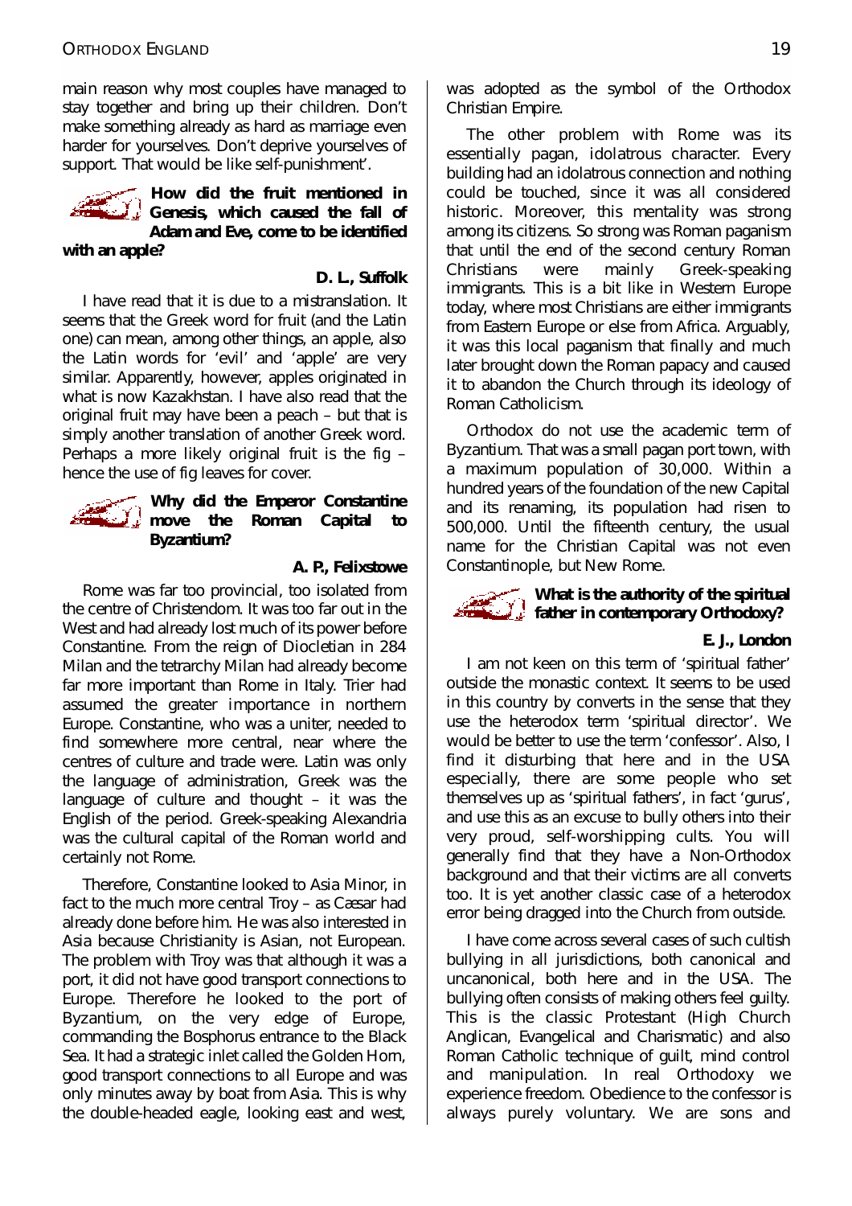main reason why most couples have managed to stay together and bring up their children. Don't make something already as hard as marriage even harder for yourselves. Don't deprive yourselves of support. That would be like self-punishment'.

**How did the fruit mentioned in Genesis, which caused the fall of Adam and Eve, come to be identified with an apple?**

**D. L., Suffolk**

I have read that it is due to a mistranslation. It seems that the Greek word for fruit (and the Latin one) can mean, among other things, an apple, also the Latin words for 'evil' and 'apple' are very similar. Apparently, however, apples originated in what is now Kazakhstan. I have also read that the original fruit may have been a peach – but that is simply another translation of another Greek word. Perhaps a more likely original fruit is the fig – hence the use of fig leaves for cover.

**Why did the Emperor Constantine move the Roman Capital to Byzantium?**

**A. P., Felixstowe**

Rome was far too provincial, too isolated from the centre of Christendom. It was too far out in the West and had already lost much of its power before Constantine. From the reign of Diocletian in 284 Milan and the tetrarchy Milan had already become far more important than Rome in Italy. Trier had assumed the greater importance in northern Europe. Constantine, who was a uniter, needed to find somewhere more central, near where the centres of culture and trade were. Latin was only the language of administration, Greek was the language of culture and thought – it was the English of the period. Greek-speaking Alexandria was the cultural capital of the Roman world and certainly not Rome.

Therefore, Constantine looked to Asia Minor, in fact to the much more central Troy – as Cæsar had already done before him. He was also interested in Asia because Christianity is Asian, not European. The problem with Troy was that although it was a port, it did not have good transport connections to Europe. Therefore he looked to the port of Byzantium, on the very edge of Europe, commanding the Bosphorus entrance to the Black Sea. It had a strategic inlet called the Golden Horn, good transport connections to all Europe and was only minutes away by boat from Asia. This is why the double-headed eagle, looking east and west, was adopted as the symbol of the Orthodox Christian Empire.

The other problem with Rome was its essentially pagan, idolatrous character. Every building had an idolatrous connection and nothing could be touched, since it was all considered historic. Moreover, this mentality was strong among its citizens. So strong was Roman paganism that until the end of the second century Roman Christians were mainly Greek-speaking immigrants. This is a bit like in Western Europe today, where most Christians are either immigrants from Eastern Europe or else from Africa. Arguably, it was this local paganism that finally and much later brought down the Roman papacy and caused it to abandon the Church through its ideology of Roman Catholicism.

Orthodox do not use the academic term of Byzantium. That was a small pagan port town, with a maximum population of 30,000. Within a hundred years of the foundation of the new Capital and its renaming, its population had risen to 500,000. Until the fifteenth century, the usual name for the Christian Capital was not even Constantinople, but New Rome.

**What is the authority of the spiritual father in contemporary Orthodoxy?**

**E. J., London**

I am not keen on this term of 'spiritual father' outside the monastic context. It seems to be used in this country by converts in the sense that they use the heterodox term 'spiritual director'. We would be better to use the term 'confessor'. Also, I find it disturbing that here and in the USA especially, there are some people who set themselves up as 'spiritual fathers', in fact 'gurus', and use this as an excuse to bully others into their very proud, self-worshipping cults. You will generally find that they have a Non-Orthodox background and that their victims are all converts too. It is yet another classic case of a heterodox error being dragged into the Church from outside.

I have come across several cases of such cultish bullying in all jurisdictions, both canonical and uncanonical, both here and in the USA. The bullying often consists of making others feel guilty. This is the classic Protestant (High Church Anglican, Evangelical and Charismatic) and also Roman Catholic technique of guilt, mind control and manipulation. In real Orthodoxy we experience freedom. Obedience to the confessor is always purely voluntary. We are sons and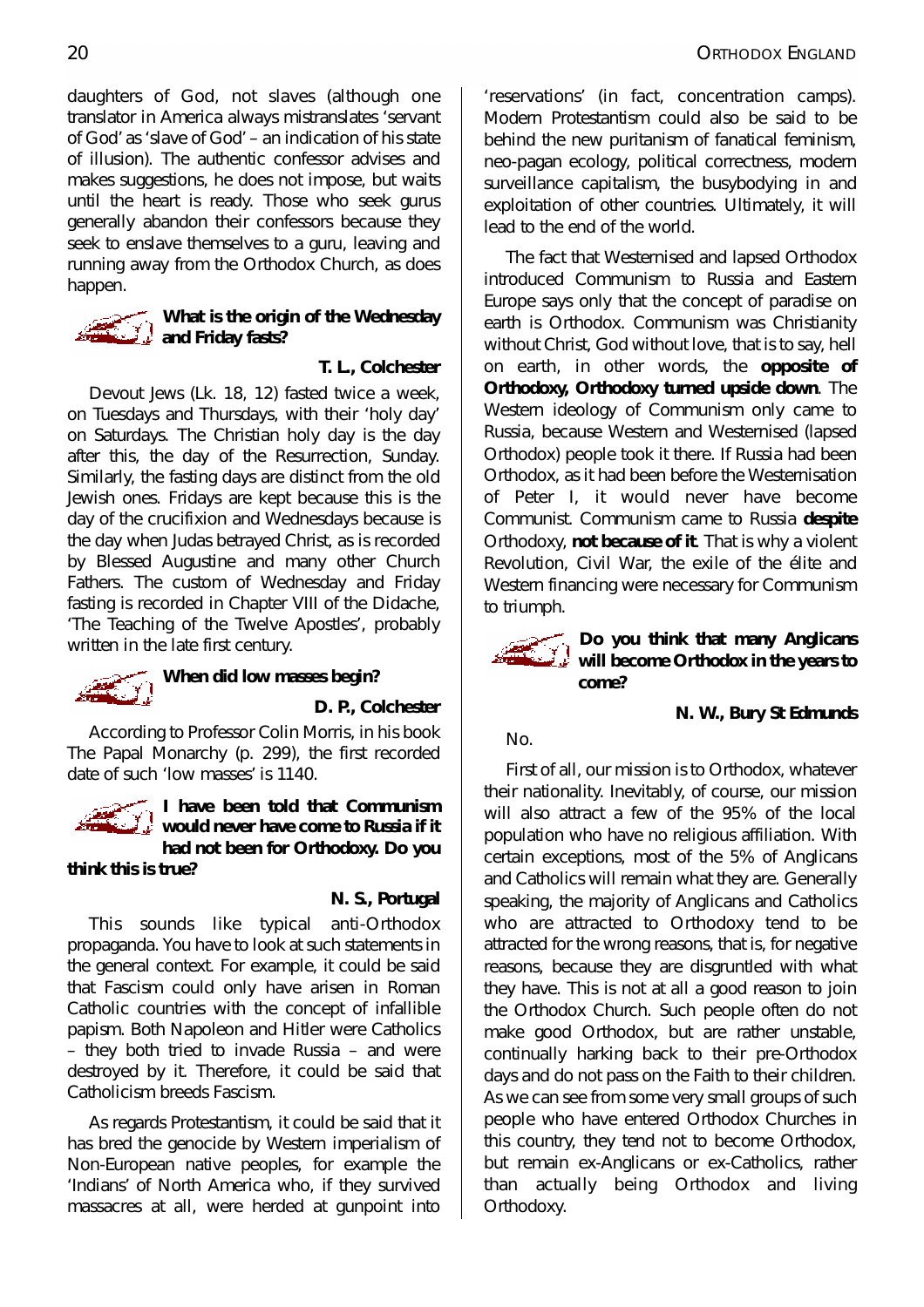daughters of God, not slaves (although one translator in America always mistranslates 'servant of God' as 'slave of God' – an indication of his state of illusion). The authentic confessor advises and makes suggestions, he does not impose, but waits until the heart is ready. Those who seek gurus generally abandon their confessors because they seek to enslave themselves to a guru, leaving and running away from the Orthodox Church, as does happen.

**What is the origin of the Wednesday and Friday fasts?**

**T. L., Colchester**

Devout Jews (Lk. 18, 12) fasted twice a week, on Tuesdays and Thursdays, with their 'holy day' on Saturdays. The Christian holy day is the day after this, the day of the Resurrection, Sunday. Similarly, the fasting days are distinct from the old Jewish ones. Fridays are kept because this is the day of the crucifixion and Wednesdays because is the day when Judas betrayed Christ, as is recorded by Blessed Augustine and many other Church Fathers. The custom of Wednesday and Friday fasting is recorded in Chapter VIII of the Didache, 'The Teaching of the Twelve Apostles', probably written in the late first century.

**When did low masses begin?**

**D. P., Colchester**

According to Professor Colin Morris, in his book The Papal Monarchy (p. 299), the first recorded date of such 'low masses' is 1140.

**I have been told that Communism would never have come to Russia if it had not been for Orthodoxy. Do you think this is true?**

**N. S., Portugal**

This sounds like typical anti-Orthodox propaganda. You have to look at such statements in the general context. For example, it could be said that Fascism could only have arisen in Roman Catholic countries with the concept of infallible papism. Both Napoleon and Hitler were Catholics – they both tried to invade Russia – and were destroyed by it. Therefore, it could be said that Catholicism breeds Fascism.

As regards Protestantism, it could be said that it has bred the genocide by Western imperialism of Non-European native peoples, for example the 'Indians' of North America who, if they survived massacres at all, were herded at gunpoint into 'reservations' (in fact, concentration camps). Modern Protestantism could also be said to be behind the new puritanism of fanatical feminism, neo-pagan ecology, political correctness, modern surveillance capitalism, the busybodying in and exploitation of other countries. Ultimately, it will lead to the end of the world.

The fact that Westernised and lapsed Orthodox introduced Communism to Russia and Eastern Europe says only that the concept of paradise on earth is Orthodox. Communism was Christianity without Christ, God without love, that is to say, hell on earth, in other words, the **opposite of Orthodoxy, Orthodoxy turned upside down**. The Western ideology of Communism only came to Russia, because Western and Westernised (lapsed Orthodox) people took it there. If Russia had been Orthodox, as it had been before the Westernisation of Peter I, it would never have become Communist. Communism came to Russia **despite** Orthodoxy, **not because of it**. That is why a violent Revolution, Civil War, the exile of the élite and Western financing were necessary for Communism to triumph.

**Do you think that many Anglicans will become Orthodox in the years to come?**

**N. W., Bury St Edmunds**

No.

First of all, our mission is to Orthodox, whatever their nationality. Inevitably, of course, our mission will also attract a few of the 95% of the local population who have no religious affiliation. With certain exceptions, most of the 5% of Anglicans and Catholics will remain what they are. Generally speaking, the majority of Anglicans and Catholics who are attracted to Orthodoxy tend to be attracted for the wrong reasons, that is, for negative reasons, because they are disgruntled with what they have. This is not at all a good reason to join the Orthodox Church. Such people often do not make good Orthodox, but are rather unstable, continually harking back to their pre-Orthodox days and do not pass on the Faith to their children. As we can see from some very small groups of such people who have entered Orthodox Churches in this country, they tend not to become Orthodox, but remain ex-Anglicans or ex-Catholics, rather than actually being Orthodox and living Orthodoxy.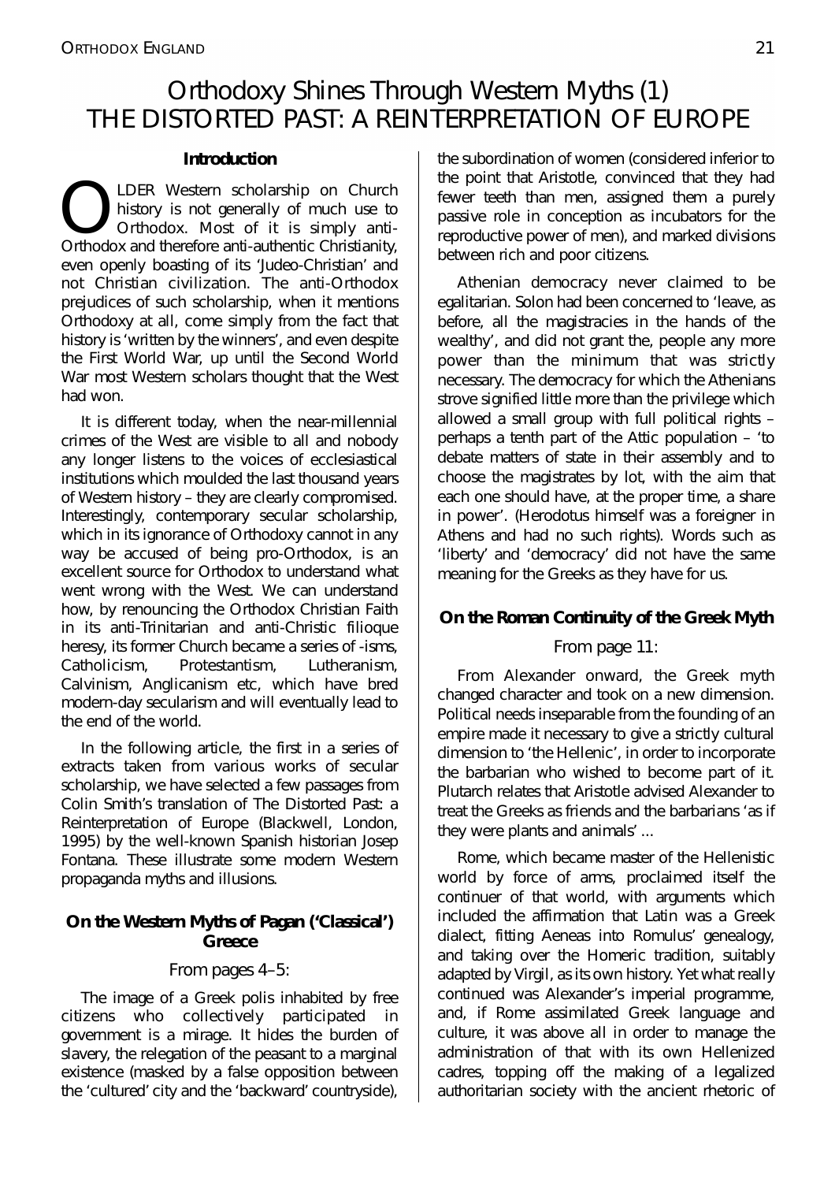# Orthodoxy Shines Through Western Myths (1)
# THE DISTORTED PAST: A REINTERPRETATION OF EUROPE

### Introduction

OLDER Western scholarship on Church history is not generally of much use to Orthodox. Most of it is simply anti-Orthodox and therefore anti-authentic Christianity, even openly boasting of its 'Judeo-Christian' and not Christian civilization. The anti-Orthodox prejudices of such scholarship, when it mentions Orthodoxy at all, come simply from the fact that history is 'written by the winners', and even despite the First World War, up until the Second World War most Western scholars thought that the West had won.

It is different today, when the near-millennial crimes of the West are visible to all and nobody any longer listens to the voices of ecclesiastical institutions which moulded the last thousand years of Western history – they are clearly compromised. Interestingly, contemporary secular scholarship, which in its ignorance of Orthodoxy cannot in any way be accused of being pro-Orthodox, is an excellent source for Orthodox to understand what went wrong with the West. We can understand how, by renouncing the Orthodox Christian Faith in its anti-Trinitarian and anti-Christic filioque heresy, its former Church became a series of -isms, Catholicism, Protestantism, Lutheranism, Calvinism, Anglicanism etc, which have bred modern-day secularism and will eventually lead to the end of the world.

In the following article, the first in a series of extracts taken from various works of secular scholarship, we have selected a few passages from Colin Smith's translation of The Distorted Past: a Reinterpretation of Europe (Blackwell, London, 1995) by the well-known Spanish historian Josep Fontana. These illustrate some modern Western propaganda myths and illusions.

### On the Western Myths of Pagan ('Classical') Greece

From pages 4–5:

The image of a Greek polis inhabited by free citizens who collectively participated in government is a mirage. It hides the burden of slavery, the relegation of the peasant to a marginal existence (masked by a false opposition between the 'cultured' city and the 'backward' countryside), the subordination of women (considered inferior to the point that Aristotle, convinced that they had fewer teeth than men, assigned them a purely passive role in conception as incubators for the reproductive power of men), and marked divisions between rich and poor citizens.

Athenian democracy never claimed to be egalitarian. Solon had been concerned to 'leave, as before, all the magistracies in the hands of the wealthy', and did not grant the, people any more power than the minimum that was strictly necessary. The democracy for which the Athenians strove signified little more than the privilege which allowed a small group with full political rights – perhaps a tenth part of the Attic population – 'to debate matters of state in their assembly and to choose the magistrates by lot, with the aim that each one should have, at the proper time, a share in power'. (Herodotus himself was a foreigner in Athens and had no such rights). Words such as 'liberty' and 'democracy' did not have the same meaning for the Greeks as they have for us.

### On the Roman Continuity of the Greek Myth

From page 11:

From Alexander onward, the Greek myth changed character and took on a new dimension. Political needs inseparable from the founding of an empire made it necessary to give a strictly cultural dimension to 'the Hellenic', in order to incorporate the barbarian who wished to become part of it. Plutarch relates that Aristotle advised Alexander to treat the Greeks as friends and the barbarians 'as if they were plants and animals' ...

Rome, which became master of the Hellenistic world by force of arms, proclaimed itself the continuer of that world, with arguments which included the affirmation that Latin was a Greek dialect, fitting Aeneas into Romulus' genealogy, and taking over the Homeric tradition, suitably adapted by Virgil, as its own history. Yet what really continued was Alexander's imperial programme, and, if Rome assimilated Greek language and culture, it was above all in order to manage the administration of that with its own Hellenized cadres, topping off the making of a legalized authoritarian society with the ancient rhetoric of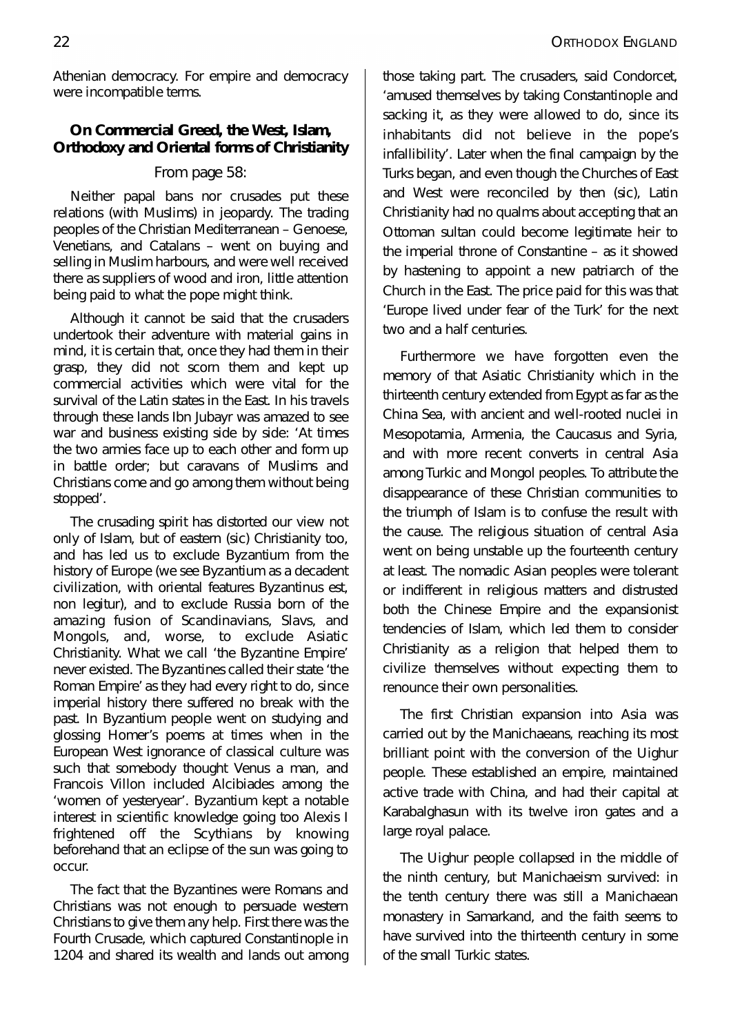Athenian democracy. For empire and democracy were incompatible terms.

### On Commercial Greed, the West, Islam, Orthodoxy and Oriental forms of Christianity

From page 58:

Neither papal bans nor crusades put these relations (with Muslims) in jeopardy. The trading peoples of the Christian Mediterranean – Genoese, Venetians, and Catalans – went on buying and selling in Muslim harbours, and were well received there as suppliers of wood and iron, little attention being paid to what the pope might think.

Although it cannot be said that the crusaders undertook their adventure with material gains in mind, it is certain that, once they had them in their grasp, they did not scorn them and kept up commercial activities which were vital for the survival of the Latin states in the East. In his travels through these lands Ibn Jubayr was amazed to see war and business existing side by side: 'At times the two armies face up to each other and form up in battle order; but caravans of Muslims and Christians come and go among them without being stopped'.

The crusading spirit has distorted our view not only of Islam, but of eastern (sic) Christianity too, and has led us to exclude Byzantium from the history of Europe (we see Byzantium as a decadent civilization, with oriental features Byzantinus est, non legitur), and to exclude Russia born of the amazing fusion of Scandinavians, Slavs, and Mongols, and, worse, to exclude Asiatic Christianity. What we call 'the Byzantine Empire' never existed. The Byzantines called their state 'the Roman Empire' as they had every right to do, since imperial history there suffered no break with the past. In Byzantium people went on studying and glossing Homer's poems at times when in the European West ignorance of classical culture was such that somebody thought Venus a man, and Francois Villon included Alcibiades among the 'women of yesteryear'. Byzantium kept a notable interest in scientific knowledge going too Alexis I frightened off the Scythians by knowing beforehand that an eclipse of the sun was going to occur.

The fact that the Byzantines were Romans and Christians was not enough to persuade western Christians to give them any help. First there was the Fourth Crusade, which captured Constantinople in 1204 and shared its wealth and lands out among those taking part. The crusaders, said Condorcet, 'amused themselves by taking Constantinople and sacking it, as they were allowed to do, since its inhabitants did not believe in the pope's infallibility'. Later when the final campaign by the Turks began, and even though the Churches of East and West were reconciled by then (sic), Latin Christianity had no qualms about accepting that an Ottoman sultan could become legitimate heir to the imperial throne of Constantine – as it showed by hastening to appoint a new patriarch of the Church in the East. The price paid for this was that 'Europe lived under fear of the Turk' for the next two and a half centuries.

Furthermore we have forgotten even the memory of that Asiatic Christianity which in the thirteenth century extended from Egypt as far as the China Sea, with ancient and well-rooted nuclei in Mesopotamia, Armenia, the Caucasus and Syria, and with more recent converts in central Asia among Turkic and Mongol peoples. To attribute the disappearance of these Christian communities to the triumph of Islam is to confuse the result with the cause. The religious situation of central Asia went on being unstable up the fourteenth century at least. The nomadic Asian peoples were tolerant or indifferent in religious matters and distrusted both the Chinese Empire and the expansionist tendencies of Islam, which led them to consider Christianity as a religion that helped them to civilize themselves without expecting them to renounce their own personalities.

The first Christian expansion into Asia was carried out by the Manichaeans, reaching its most brilliant point with the conversion of the Uighur people. These established an empire, maintained active trade with China, and had their capital at Karabalghasun with its twelve iron gates and a large royal palace.

The Uighur people collapsed in the middle of the ninth century, but Manichaeism survived: in the tenth century there was still a Manichaean monastery in Samarkand, and the faith seems to have survived into the thirteenth century in some of the small Turkic states.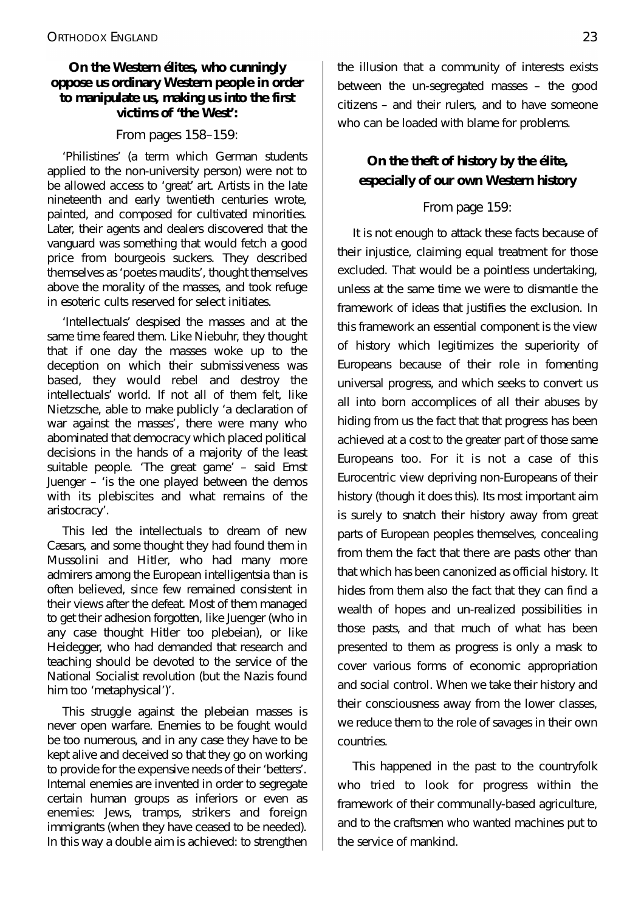**On the Western élites, who cunningly oppose us ordinary Western people in order to manipulate us, making us into the first victims of 'the West':**

From pages 158–159:

'Philistines' (a term which German students applied to the non-university person) were not to be allowed access to 'great' art. Artists in the late nineteenth and early twentieth centuries wrote, painted, and composed for cultivated minorities. Later, their agents and dealers discovered that the vanguard was something that would fetch a good price from bourgeois suckers. They described themselves as 'poetes maudits', thought themselves above the morality of the masses, and took refuge in esoteric cults reserved for select initiates.

'Intellectuals' despised the masses and at the same time feared them. Like Niebuhr, they thought that if one day the masses woke up to the deception on which their submissiveness was based, they would rebel and destroy the intellectuals' world. If not all of them felt, like Nietzsche, able to make publicly 'a declaration of war against the masses', there were many who abominated that democracy which placed political decisions in the hands of a majority of the least suitable people. 'The great game' – said Ernst Juenger – 'is the one played between the demos with its plebiscites and what remains of the aristocracy'.

This led the intellectuals to dream of new Cæsars, and some thought they had found them in Mussolini and Hitler, who had many more admirers among the European intelligentsia than is often believed, since few remained consistent in their views after the defeat. Most of them managed to get their adhesion forgotten, like Juenger (who in any case thought Hitler too plebeian), or like Heidegger, who had demanded that research and teaching should be devoted to the service of the National Socialist revolution (but the Nazis found him too 'metaphysical')'.

This struggle against the plebeian masses is never open warfare. Enemies to be fought would be too numerous, and in any case they have to be kept alive and deceived so that they go on working to provide for the expensive needs of their 'betters'. Internal enemies are invented in order to segregate certain human groups as inferiors or even as enemies: Jews, tramps, strikers and foreign immigrants (when they have ceased to be needed). In this way a double aim is achieved: to strengthen the illusion that a community of interests exists between the un-segregated masses – the good citizens – and their rulers, and to have someone who can be loaded with blame for problems.

**On the theft of history by the élite, especially of our own Western history**

From page 159:

It is not enough to attack these facts because of their injustice, claiming equal treatment for those excluded. That would be a pointless undertaking, unless at the same time we were to dismantle the framework of ideas that justifies the exclusion. In this framework an essential component is the view of history which legitimizes the superiority of Europeans because of their role in fomenting universal progress, and which seeks to convert us all into born accomplices of all their abuses by hiding from us the fact that that progress has been achieved at a cost to the greater part of those same Europeans too. For it is not a case of this Eurocentric view depriving non-Europeans of their history (though it does this). Its most important aim is surely to snatch their history away from great parts of European peoples themselves, concealing from them the fact that there are pasts other than that which has been canonized as official history. It hides from them also the fact that they can find a wealth of hopes and un-realized possibilities in those pasts, and that much of what has been presented to them as progress is only a mask to cover various forms of economic appropriation and social control. When we take their history and their consciousness away from the lower classes, we reduce them to the role of savages in their own countries.

This happened in the past to the countryfolk who tried to look for progress within the framework of their communally-based agriculture, and to the craftsmen who wanted machines put to the service of mankind.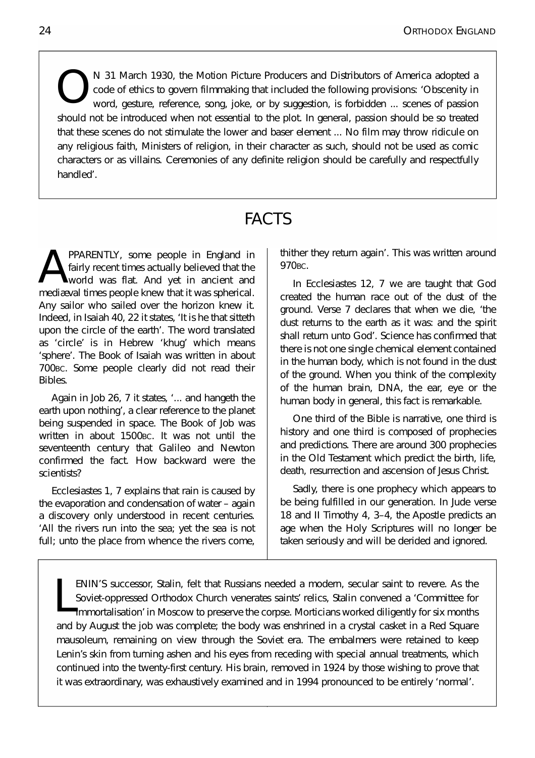ON 31 March 1930, the Motion Picture Producers and Distributors of America adopted a code of ethics to govern filmmaking that included the following provisions: 'Obscenity in word, gesture, reference, song, joke, or by suggestion, is forbidden ... scenes of passion should not be introduced when not essential to the plot. In general, passion should be so treated that these scenes do not stimulate the lower and baser element ... No film may throw ridicule on any religious faith, Ministers of religion, in their character as such, should not be used as comic characters or as villains. Ceremonies of any definite religion should be carefully and respectfully handled'.

# FACTS

APPARENTLY, some people in England in fairly recent times actually believed that the world was flat. And yet in ancient and mediæval times people knew that it was spherical. Any sailor who sailed over the horizon knew it. Indeed, in Isaiah 40, 22 it states, 'It is he that sitteth upon the circle of the earth'. The word translated as 'circle' is in Hebrew 'khug' which means 'sphere'. The Book of Isaiah was written in about 700BC. Some people clearly did not read their Bibles.

Again in Job 26, 7 it states, '... and hangeth the earth upon nothing', a clear reference to the planet being suspended in space. The Book of Job was written in about 1500BC. It was not until the seventeenth century that Galileo and Newton confirmed the fact. How backward were the scientists?

Ecclesiastes 1, 7 explains that rain is caused by the evaporation and condensation of water – again a discovery only understood in recent centuries. 'All the rivers run into the sea; yet the sea is not full; unto the place from whence the rivers come, thither they return again'. This was written around 970BC.

In Ecclesiastes 12, 7 we are taught that God created the human race out of the dust of the ground. Verse 7 declares that when we die, 'the dust returns to the earth as it was: and the spirit shall return unto God'. Science has confirmed that there is not one single chemical element contained in the human body, which is not found in the dust of the ground. When you think of the complexity of the human brain, DNA, the ear, eye or the human body in general, this fact is remarkable.

One third of the Bible is narrative, one third is history and one third is composed of prophecies and predictions. There are around 300 prophecies in the Old Testament which predict the birth, life, death, resurrection and ascension of Jesus Christ.

Sadly, there is one prophecy which appears to be being fulfilled in our generation. In Jude verse 18 and II Timothy 4, 3–4, the Apostle predicts an age when the Holy Scriptures will no longer be taken seriously and will be derided and ignored.

LENIN'S successor, Stalin, felt that Russians needed a modern, secular saint to revere. As the Soviet-oppressed Orthodox Church venerates saints' relics, Stalin convened a 'Committee for Immortalisation' in Moscow to preserve the corpse. Morticians worked diligently for six months and by August the job was complete; the body was enshrined in a crystal casket in a Red Square mausoleum, remaining on view through the Soviet era. The embalmers were retained to keep Lenin's skin from turning ashen and his eyes from receding with special annual treatments, which continued into the twenty-first century. His brain, removed in 1924 by those wishing to prove that it was extraordinary, was exhaustively examined and in 1994 pronounced to be entirely 'normal'.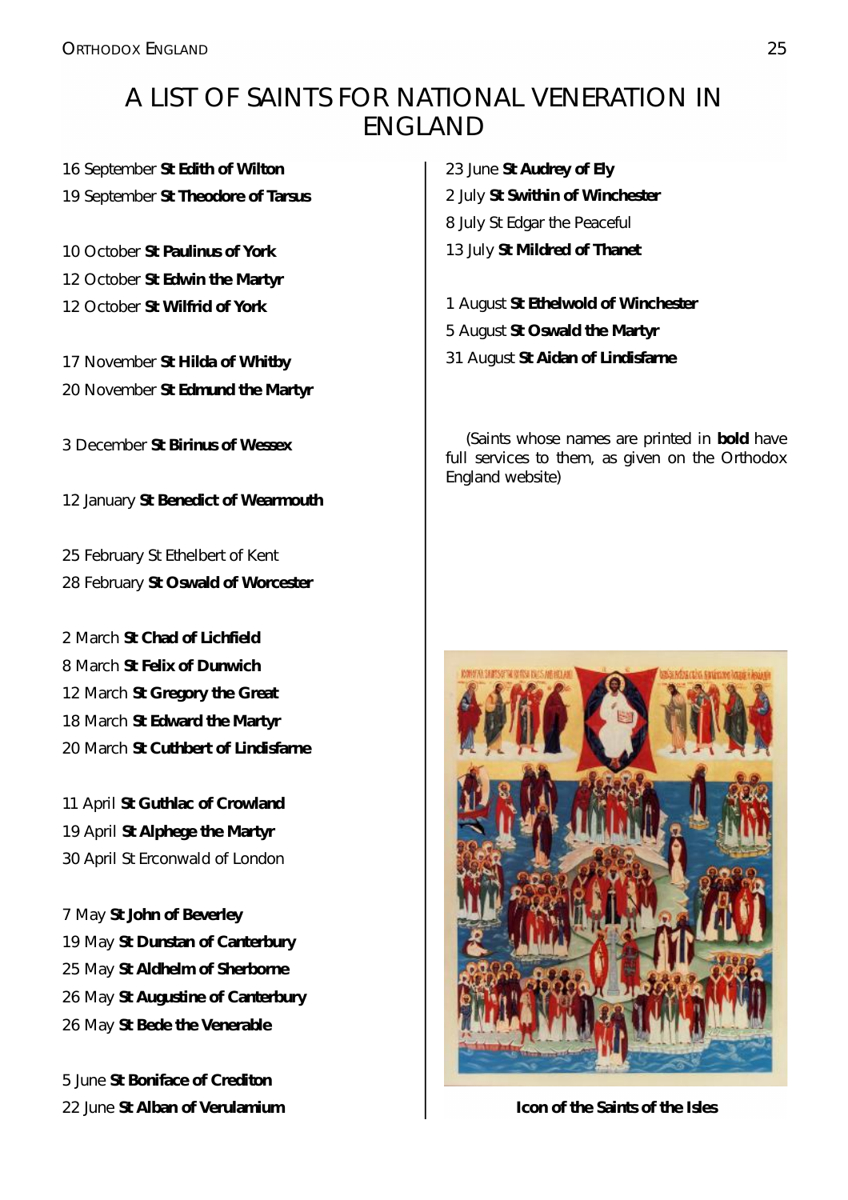# A LIST OF SAINTS FOR NATIONAL VENERATION IN ENGLAND

16 September **St Edith of Wilton**
19 September **St Theodore of Tarsus**

10 October **St Paulinus of York**
12 October **St Edwin the Martyr**
12 October **St Wilfrid of York**

17 November **St Hilda of Whitby**
20 November **St Edmund the Martyr**

3 December **St Birinus of Wessex**

12 January **St Benedict of Wearmouth**

25 February St Ethelbert of Kent
28 February **St Oswald of Worcester**

2 March **St Chad of Lichfield**
8 March **St Felix of Dunwich**
12 March **St Gregory the Great**
18 March **St Edward the Martyr**
20 March **St Cuthbert of Lindisfarne**

11 April **St Guthlac of Crowland**
19 April **St Alphege the Martyr**
30 April St Erconwald of London

7 May **St John of Beverley**
19 May **St Dunstan of Canterbury**
25 May **St Aldhelm of Sherborne**
26 May **St Augustine of Canterbury**
26 May **St Bede the Venerable**

5 June **St Boniface of Crediton**
22 June **St Alban of Verulamium**
23 June **St Audrey of Ely**

2 July **St Swithin of Winchester**
8 July St Edgar the Peaceful
13 July **St Mildred of Thanet**

1 August **St Ethelwold of Winchester**
5 August **St Oswald the Martyr**
31 August **St Aidan of Lindisfarne**

(Saints whose names are printed in **bold** have full services to them, as given on the Orthodox England website)

**Icon of the Saints of the Isles**